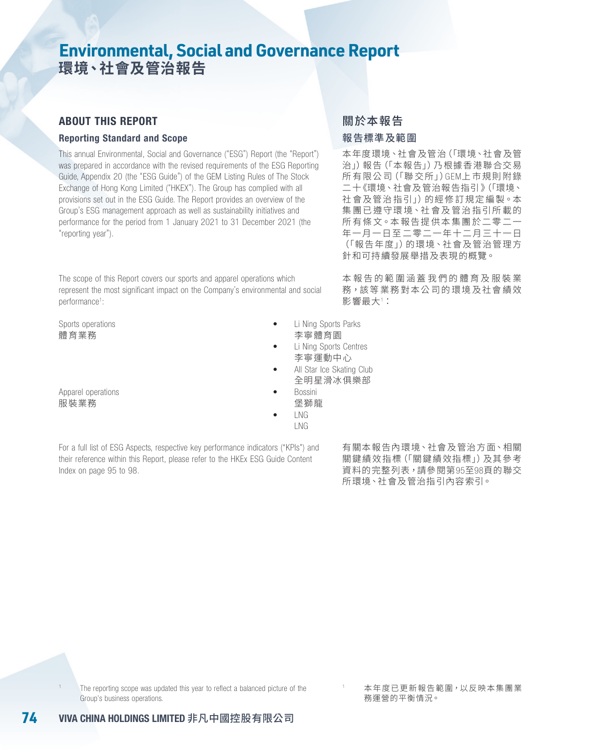# Environmental, Social and Governance Report
# 環境、社會及管治報告

## ABOUT THIS REPORT

### Reporting Standard and Scope

This annual Environmental, Social and Governance ("ESG") Report (the "Report") was prepared in accordance with the revised requirements of the ESG Reporting Guide, Appendix 20 (the "ESG Guide") of the GEM Listing Rules of The Stock Exchange of Hong Kong Limited ("HKEX"). The Group has complied with all provisions set out in the ESG Guide. The Report provides an overview of the Group's ESG management approach as well as sustainability initiatives and performance for the period from 1 January 2021 to 31 December 2021 (the "reporting year").

The scope of this Report covers our sports and apparel operations which represent the most significant impact on the Company's environmental and social performance[1]:

Sports operations
體育業務

- Li Ning Sports Parks
  李寧體育園
- Li Ning Sports Centres
  李寧運動中心
- All Star Ice Skating Club
  全明星滑冰俱樂部

Apparel operations
服裝業務

- Bossini
  堡獅龍
- LNG
  LNG

For a full list of ESG Aspects, respective key performance indicators ("KPIs") and their reference within this Report, please refer to the HKEx ESG Guide Content Index on page 95 to 98.

## 關於本報告

### 報告標準及範圍

本年度環境、社會及管治（「環境、社會及管治」）報告（「本報告」）乃根據香港聯合交易所有限公司（「聯交所」）GEM上市規則附錄二十《環境、社會及管治報告指引》（「環境、社會及管治指引」）的經修訂規定編製。本集團已遵守環境、社會及管治指引所載的所有條文。本報告提供本集團於二零二一年一月一日至二零二一年十二月三十一日（「報告年度」）的環境、社會及管治管理方針和可持續發展舉措及表現的概覽。

本報告的範圍涵蓋我們的體育及服裝業務，該等業務對本公司的環境及社會績效影響最大[1]：

有關本報告內環境、社會及管治方面、相關關鍵績效指標（「關鍵績效指標」）及其參考資料的完整列表，請參閱第95至98頁的聯交所環境、社會及管治指引內容索引。

[1] The reporting scope was updated this year to reflect a balanced picture of the Group's business operations.

[1] 本年度已更新報告範圍，以反映本集團業務運營的平衡情況。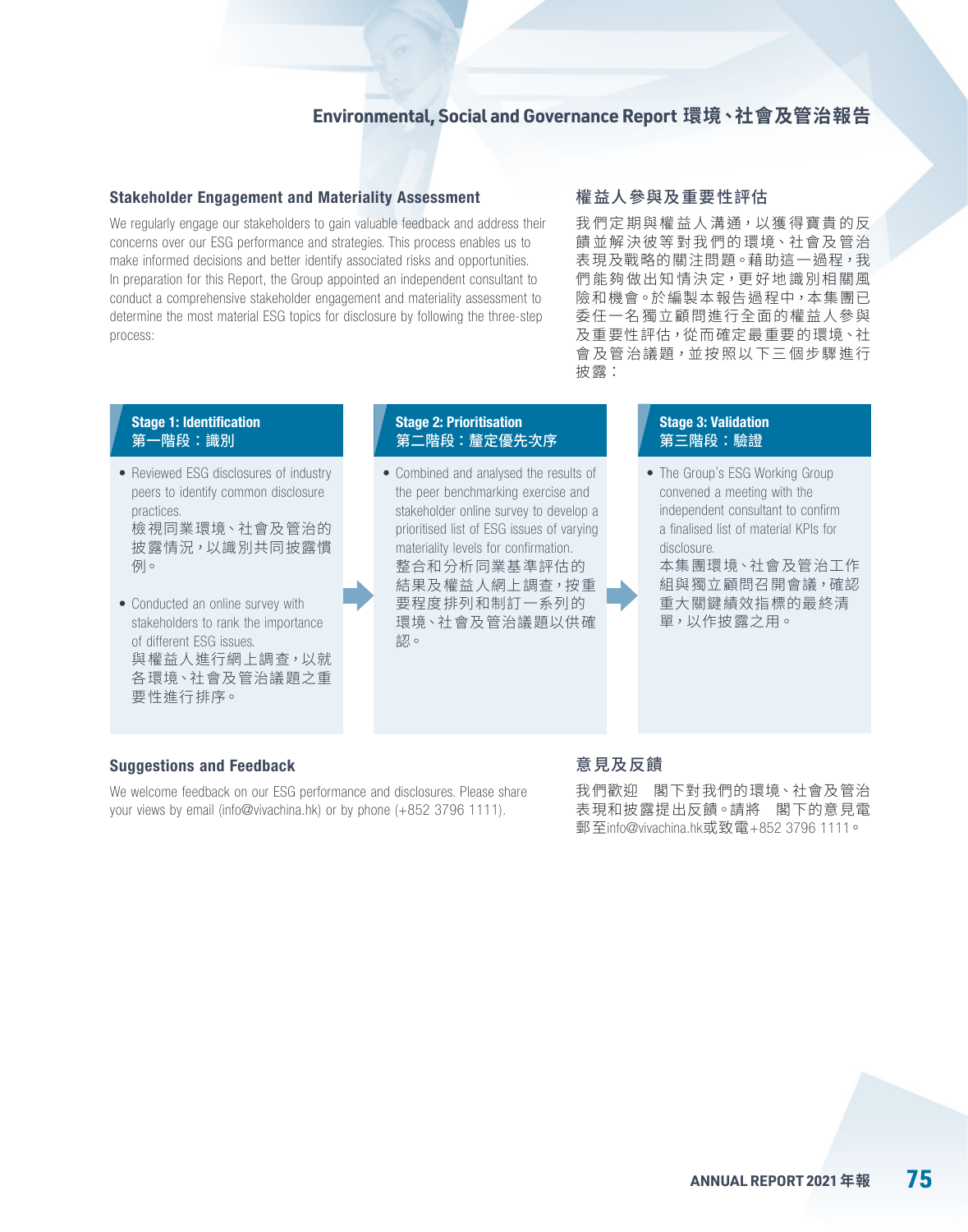## Stakeholder Engagement and Materiality Assessment

We regularly engage our stakeholders to gain valuable feedback and address their concerns over our ESG performance and strategies. This process enables us to make informed decisions and better identify associated risks and opportunities. In preparation for this Report, the Group appointed an independent consultant to conduct a comprehensive stakeholder engagement and materiality assessment to determine the most material ESG topics for disclosure by following the three-step process:

## 權益人參與及重要性評估

我們定期與權益人溝通，以獲得寶貴的反饋並解決彼等對我們的環境、社會及管治表現及戰略的關注問題。藉助這一過程，我們能夠做出知情決定，更好地識別相關風險和機會。於編製本報告過程中，本集團已委任一名獨立顧問進行全面的權益人參與及重要性評估，從而確定最重要的環境、社會及管治議題，並按照以下三個步驟進行披露：

### Stage 1: Identification
### 第一階段：識別

- Reviewed ESG disclosures of industry peers to identify common disclosure practices.
  檢視同業環境、社會及管治的披露情況，以識別共同披露慣例。
- Conducted an online survey with stakeholders to rank the importance of different ESG issues.
  與權益人進行網上調查，以就各環境、社會及管治議題之重要性進行排序。

### Stage 2: Prioritisation
### 第二階段：釐定優先次序

- Combined and analysed the results of the peer benchmarking exercise and stakeholder online survey to develop a prioritised list of ESG issues of varying materiality levels for confirmation.
  整合和分析同業基準評估的結果及權益人網上調查，按重要程度排列和制訂一系列的環境、社會及管治議題以供確認。

### Stage 3: Validation
### 第三階段：驗證

- The Group's ESG Working Group convened a meeting with the independent consultant to confirm a finalised list of material KPIs for disclosure.
  本集團環境、社會及管治工作組與獨立顧問召開會議，確認重大關鍵績效指標的最終清單，以作披露之用。

## Suggestions and Feedback

We welcome feedback on our ESG performance and disclosures. Please share your views by email (info@vivachina.hk) or by phone (+852 3796 1111).

## 意見及反饋

我們歡迎　閣下對我們的環境、社會及管治表現和披露提出反饋。請將　閣下的意見電郵至info@vivachina.hk或致電+852 3796 1111。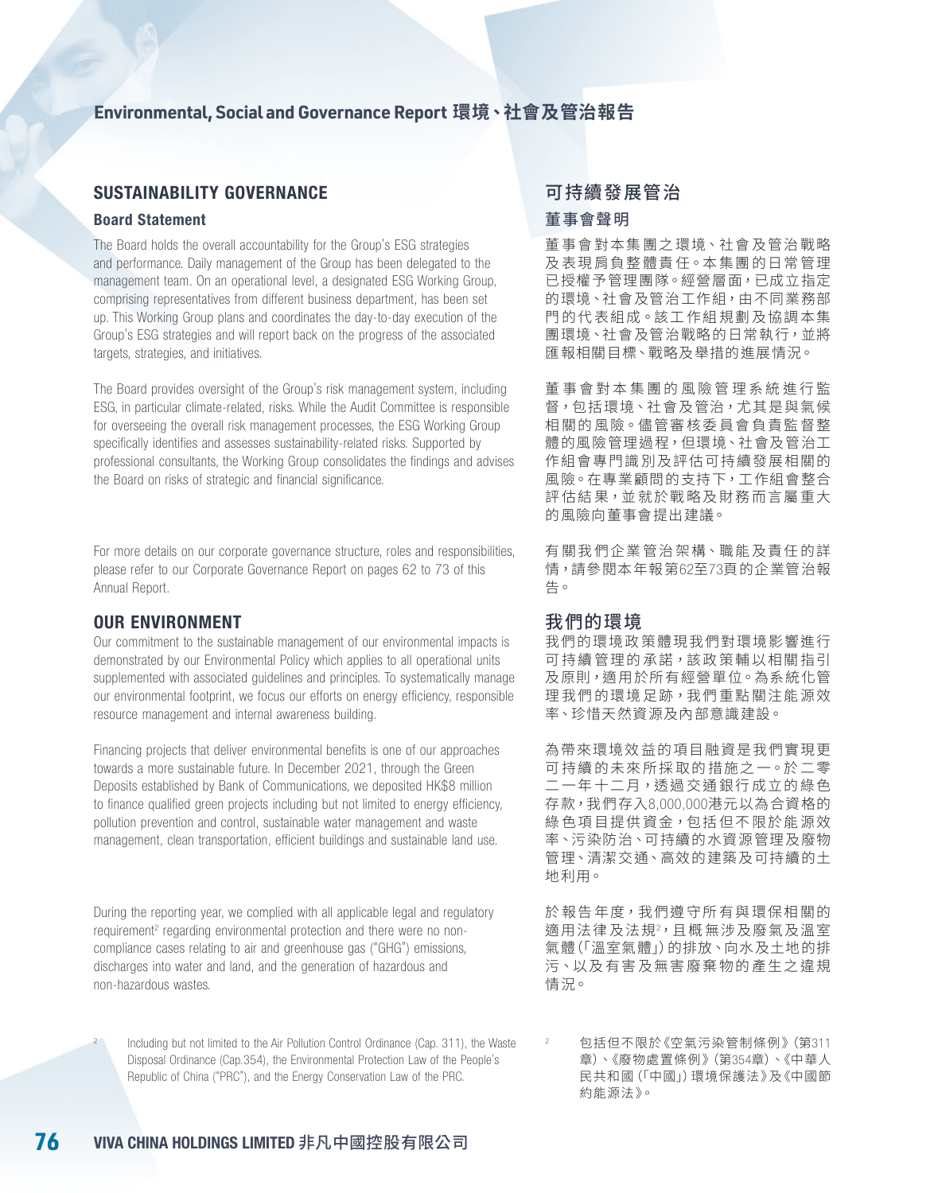## SUSTAINABILITY GOVERNANCE

### Board Statement

The Board holds the overall accountability for the Group's ESG strategies and performance. Daily management of the Group has been delegated to the management team. On an operational level, a designated ESG Working Group, comprising representatives from different business department, has been set up. This Working Group plans and coordinates the day-to-day execution of the Group's ESG strategies and will report back on the progress of the associated targets, strategies, and initiatives.

The Board provides oversight of the Group's risk management system, including ESG, in particular climate-related, risks. While the Audit Committee is responsible for overseeing the overall risk management processes, the ESG Working Group specifically identifies and assesses sustainability-related risks. Supported by professional consultants, the Working Group consolidates the findings and advises the Board on risks of strategic and financial significance.

For more details on our corporate governance structure, roles and responsibilities, please refer to our Corporate Governance Report on pages 62 to 73 of this Annual Report.

## OUR ENVIRONMENT

Our commitment to the sustainable management of our environmental impacts is demonstrated by our Environmental Policy which applies to all operational units supplemented with associated guidelines and principles. To systematically manage our environmental footprint, we focus our efforts on energy efficiency, responsible resource management and internal awareness building.

Financing projects that deliver environmental benefits is one of our approaches towards a more sustainable future. In December 2021, through the Green Deposits established by Bank of Communications, we deposited HK$8 million to finance qualified green projects including but not limited to energy efficiency, pollution prevention and control, sustainable water management and waste management, clean transportation, efficient buildings and sustainable land use.

During the reporting year, we complied with all applicable legal and regulatory requirement[2] regarding environmental protection and there were no non-compliance cases relating to air and greenhouse gas ("GHG") emissions, discharges into water and land, and the generation of hazardous and non-hazardous wastes.

[2] Including but not limited to the Air Pollution Control Ordinance (Cap. 311), the Waste Disposal Ordinance (Cap.354), the Environmental Protection Law of the People's Republic of China ("PRC"), and the Energy Conservation Law of the PRC.

## 可持續發展管治

### 董事會聲明

董事會對本集團之環境、社會及管治戰略及表現肩負整體責任。本集團的日常管理已授權予管理團隊。經營層面，已成立指定的環境、社會及管治工作組，由不同業務部門的代表組成。該工作組規劃及協調本集團環境、社會及管治戰略的日常執行，並將匯報相關目標、戰略及舉措的進展情況。

董事會對本集團的風險管理系統進行監督，包括環境、社會及管治，尤其是與氣候相關的風險。儘管審核委員會負責監督整體的風險管理過程，但環境、社會及管治工作組會專門識別及評估可持續發展相關的風險。在專業顧問的支持下，工作組會整合評估結果，並就於戰略及財務而言屬重大的風險向董事會提出建議。

有關我們企業管治架構、職能及責任的詳情，請參閱本年報第62至73頁的企業管治報告。

## 我們的環境

我們的環境政策體現我們對環境影響進行可持續管理的承諾，該政策輔以相關指引及原則，適用於所有經營單位。為系統化管理我們的環境足跡，我們重點關注能源效率、珍惜天然資源及內部意識建設。

為帶來環境效益的項目融資是我們實現更可持續的未來所採取的措施之一。於二零二一年十二月，透過交通銀行成立的綠色存款，我們存入8,000,000港元以為合資格的綠色項目提供資金，包括但不限於能源效率、污染防治、可持續的水資源管理及廢物管理、清潔交通、高效的建築及可持續的土地利用。

於報告年度，我們遵守所有與環保相關的適用法律及法規[2]，且概無涉及廢氣及溫室氣體（「溫室氣體」）的排放、向水及土地的排污、以及有害及無害廢棄物的產生之違規情況。

[2] 包括但不限於《空氣污染管制條例》（第311章）、《廢物處置條例》（第354章）、《中華人民共和國（「中國」）環境保護法》及《中國節約能源法》。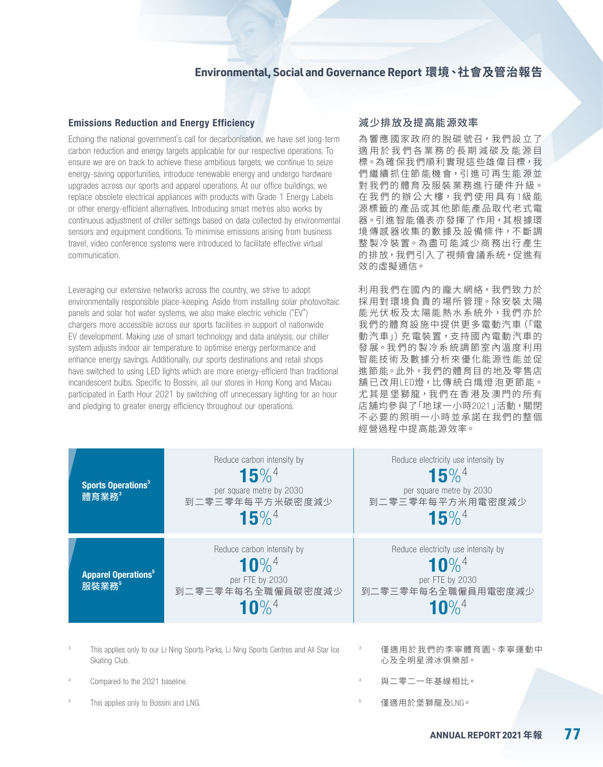## Emissions Reduction and Energy Efficiency

Echoing the national government's call for decarbonisation, we have set long-term carbon reduction and energy targets applicable for our respective operations. To ensure we are on track to achieve these ambitious targets, we continue to seize energy-saving opportunities, introduce renewable energy and undergo hardware upgrades across our sports and apparel operations. At our office buildings, we replace obsolete electrical appliances with products with Grade 1 Energy Labels or other energy-efficient alternatives. Introducing smart metres also works by continuous adjustment of chiller settings based on data collected by environmental sensors and equipment conditions. To minimise emissions arising from business travel, video conference systems were introduced to facilitate effective virtual communication.

Leveraging our extensive networks across the country, we strive to adopt environmentally responsible place-keeping. Aside from installing solar photovoltaic panels and solar hot water systems, we also make electric vehicle ("EV") chargers more accessible across our sports facilities in support of nationwide EV development. Making use of smart technology and data analysis, our chiller system adjusts indoor air temperature to optimise energy performance and enhance energy savings. Additionally, our sports destinations and retail shops have switched to using LED lights which are more energy-efficient than traditional incandescent bulbs. Specific to Bossini, all our stores in Hong Kong and Macau participated in Earth Hour 2021 by switching off unnecessary lighting for an hour and pledging to greater energy efficiency throughout our operations.

## 減少排放及提高能源效率

為響應國家政府的脫碳號召，我們設立了適用於我們各業務的長期減碳及能源目標。為確保我們順利實現這些雄偉目標，我們繼續抓住節能機會，引進可再生能源並對我們的體育及服裝業務進行硬件升級。在我們的辦公大樓，我們使用具有1級能源標籤的產品或其他節能產品取代老式電器。引進智能儀表亦發揮了作用，其根據環境傳感器收集的數據及設備條件，不斷調整製冷裝置。為盡可能減少商務出行產生的排放，我們引入了視頻會議系統，促進有效的虛擬通信。

利用我們在國內的龐大網絡，我們致力於採用對環境負責的場所管理。除安裝太陽能光伏板及太陽能熱水系統外，我們亦於我們的體育設施中提供更多電動汽車（「電動汽車」）充電裝置，支持國內電動汽車的發展。我們的製冷系統調節室內溫度利用智能技術及數據分析來優化能源性能並促進節能。此外，我們的體育目的地及零售店舖已改用LED燈，比傳統白熾燈泡更節能。尤其是堡獅龍，我們在香港及澳門的所有店舖均參與了「地球一小時2021」活動，關閉不必要的照明一小時並承諾在我們的整個經營過程中提高能源效率。

| | | |
|---|---|---|
| **Sports Operations**[3] **體育業務**[3] | Reduce carbon intensity by **15%**[4] per square metre by 2030<br>到二零三零年每平方米碳密度減少**15%**[4] | Reduce electricity use intensity by **15%**[4] per square metre by 2030<br>到二零三零年每平方米用電密度減少**15%**[4] |
| **Apparel Operations**[5] **服裝業務**[5] | Reduce carbon intensity by **10%**[4] per FTE by 2030<br>到二零三零年每名全職僱員碳密度減少**10%**[4] | Reduce electricity use intensity by **10%**[4] per FTE by 2030<br>到二零三零年每名全職僱員用電密度減少**10%**[4] |

3 This applies only to our Li Ning Sports Parks, Li Ning Sports Centres and All Star Ice Skating Club.

4 Compared to the 2021 baseline.

5 This applies only to Bossini and LNG.

3 僅適用於我們的李寧體育園、李寧運動中心及全明星滑冰俱樂部。

4 與二零二一年基線相比。

5 僅適用於堡獅龍及LNG。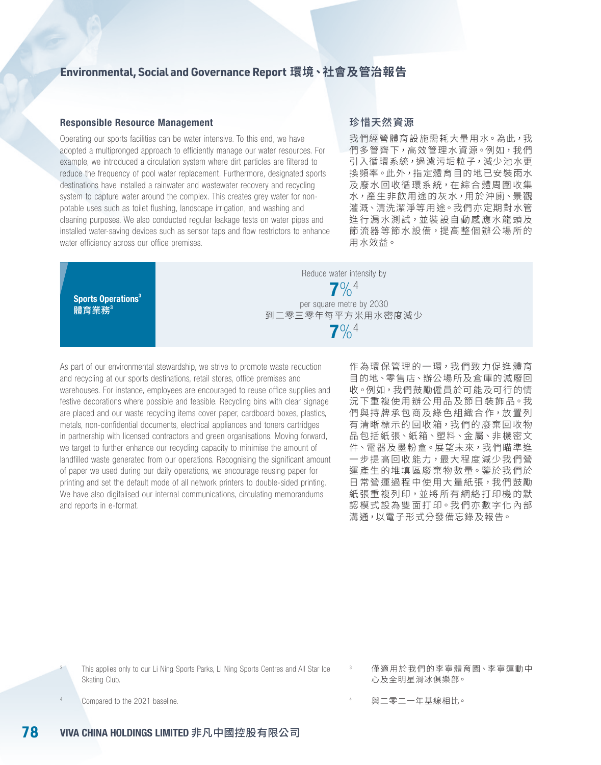### Responsible Resource Management

Operating our sports facilities can be water intensive. To this end, we have adopted a multipronged approach to efficiently manage our water resources. For example, we introduced a circulation system where dirt particles are filtered to reduce the frequency of pool water replacement. Furthermore, designated sports destinations have installed a rainwater and wastewater recovery and recycling system to capture water around the complex. This creates grey water for non-potable uses such as toilet flushing, landscape irrigation, and washing and cleaning purposes. We also conducted regular leakage tests on water pipes and installed water-saving devices such as sensor taps and flow restrictors to enhance water efficiency across our office premises.

### 珍惜天然資源

我們經營體育設施需耗大量用水。為此，我們多管齊下，高效管理水資源。例如，我們引入循環系統，過濾污垢粒子，減少池水更換頻率。此外，指定體育目的地已安裝雨水及廢水回收循環系統，在綜合體周圍收集水，產生非飲用途的灰水，用於沖廁、景觀灌溉、清洗潔淨等用途。我們亦定期對水管進行漏水測試，並裝設自動感應水龍頭及節流器等節水設備，提高整個辦公場所的用水效益。

| Sports Operations[3] 體育業務[3] | Reduce water intensity by **7%**[4] per square metre by 2030<br>到二零三零年每平方米用水密度減少**7%**[4] |
|---|---|

As part of our environmental stewardship, we strive to promote waste reduction and recycling at our sports destinations, retail stores, office premises and warehouses. For instance, employees are encouraged to reuse office supplies and festive decorations where possible and feasible. Recycling bins with clear signage are placed and our waste recycling items cover paper, cardboard boxes, plastics, metals, non-confidential documents, electrical appliances and toners cartridges in partnership with licensed contractors and green organisations. Moving forward, we target to further enhance our recycling capacity to minimise the amount of landfilled waste generated from our operations. Recognising the significant amount of paper we used during our daily operations, we encourage reusing paper for printing and set the default mode of all network printers to double-sided printing. We have also digitalised our internal communications, circulating memorandums and reports in e-format.

作為環保管理的一環，我們致力促進體育目的地、零售店、辦公場所及倉庫的減廢回收。例如，我們鼓勵僱員於可能及可行的情況下重複使用辦公用品及節日裝飾品。我們與持牌承包商及綠色組織合作，放置列有清晰標示的回收箱，我們的廢棄回收物品包括紙張、紙箱、塑料、金屬、非機密文件、電器及墨粉盒。展望未來，我們瞄準進一步提高回收能力，最大程度減少我們營運產生的堆填區廢棄物數量。鑒於我們於日常營運過程中使用大量紙張，我們鼓勵紙張重複列印，並將所有網絡打印機的默認模式設為雙面打印。我們亦數字化內部溝通，以電子形式分發備忘錄及報告。

[3] This applies only to our Li Ning Sports Parks, Li Ning Sports Centres and All Star Ice Skating Club.

[4] Compared to the 2021 baseline.

[3] 僅適用於我們的李寧體育園、李寧運動中心及全明星滑冰俱樂部。

[4] 與二零二一年基線相比。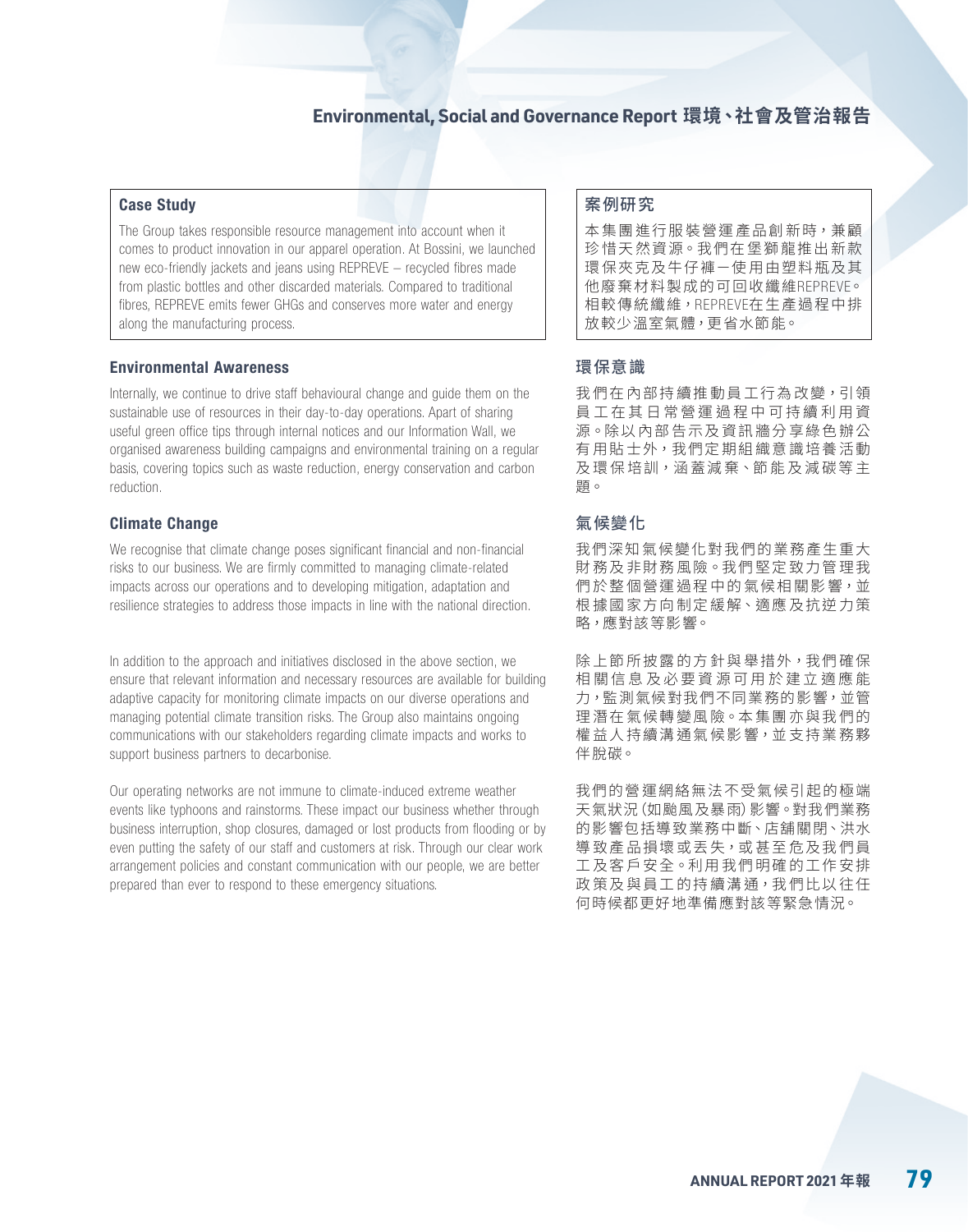### Case Study

The Group takes responsible resource management into account when it comes to product innovation in our apparel operation. At Bossini, we launched new eco-friendly jackets and jeans using REPREVE – recycled fibres made from plastic bottles and other discarded materials. Compared to traditional fibres, REPREVE emits fewer GHGs and conserves more water and energy along the manufacturing process.

### 案例研究

本集團進行服裝營運產品創新時，兼顧珍惜天然資源。我們在堡獅龍推出新款環保夾克及牛仔褲－使用由塑料瓶及其他廢棄材料製成的可回收纖維REPREVE。相較傳統纖維，REPREVE在生產過程中排放較少溫室氣體，更省水節能。

### Environmental Awareness

Internally, we continue to drive staff behavioural change and guide them on the sustainable use of resources in their day-to-day operations. Apart of sharing useful green office tips through internal notices and our Information Wall, we organised awareness building campaigns and environmental training on a regular basis, covering topics such as waste reduction, energy conservation and carbon reduction.

### 環保意識

我們在內部持續推動員工行為改變，引領員工在其日常營運過程中可持續利用資源。除以內部告示及資訊牆分享綠色辦公有用貼士外，我們定期組織意識培養活動及環保培訓，涵蓋減棄、節能及減碳等主題。

### Climate Change

We recognise that climate change poses significant financial and non-financial risks to our business. We are firmly committed to managing climate-related impacts across our operations and to developing mitigation, adaptation and resilience strategies to address those impacts in line with the national direction.

In addition to the approach and initiatives disclosed in the above section, we ensure that relevant information and necessary resources are available for building adaptive capacity for monitoring climate impacts on our diverse operations and managing potential climate transition risks. The Group also maintains ongoing communications with our stakeholders regarding climate impacts and works to support business partners to decarbonise.

Our operating networks are not immune to climate-induced extreme weather events like typhoons and rainstorms. These impact our business whether through business interruption, shop closures, damaged or lost products from flooding or by even putting the safety of our staff and customers at risk. Through our clear work arrangement policies and constant communication with our people, we are better prepared than ever to respond to these emergency situations.

### 氣候變化

我們深知氣候變化對我們的業務產生重大財務及非財務風險。我們堅定致力管理我們於整個營運過程中的氣候相關影響，並根據國家方向制定緩解、適應及抗逆力策略，應對該等影響。

除上節所披露的方針與舉措外，我們確保相關信息及必要資源可用於建立適應能力，監測氣候對我們不同業務的影響，並管理潛在氣候轉變風險。本集團亦與我們的權益人持續溝通氣候影響，並支持業務夥伴脫碳。

我們的營運網絡無法不受氣候引起的極端天氣狀況（如颱風及暴雨）影響。對我們業務的影響包括導致業務中斷、店舖關閉、洪水導致產品損壞或丟失，或甚至危及我們員工及客戶安全。利用我們明確的工作安排政策及與員工的持續溝通，我們比以往任何時候都更好地準備應對該等緊急情況。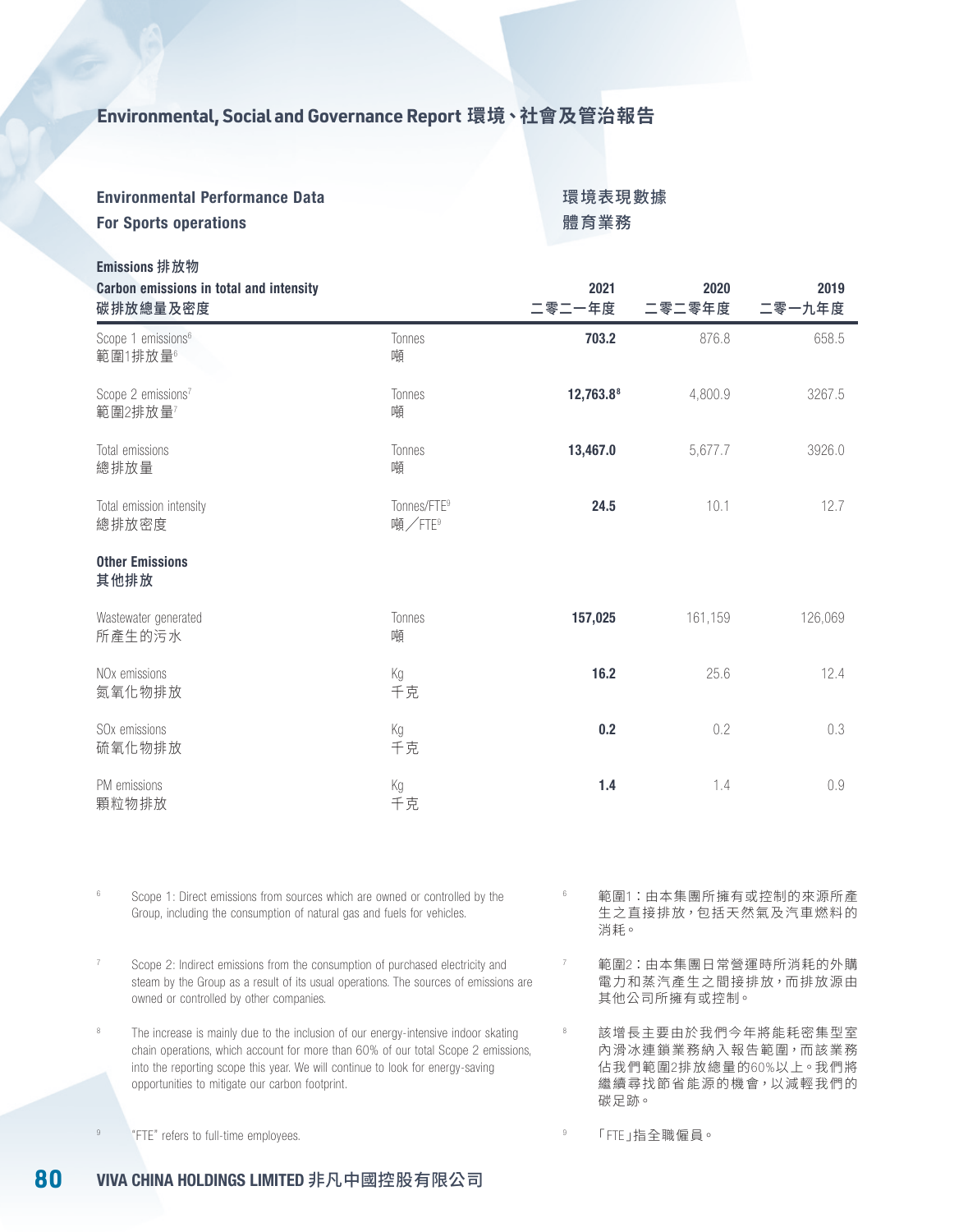## Environmental Performance Data
## For Sports operations

## 環境表現數據
## 體育業務

**Emissions 排放物**

| Carbon emissions in total and intensity<br>碳排放總量及密度 | | 2021<br>二零二一年度 | 2020<br>二零二零年度 | 2019<br>二零一九年度 |
|---|---|---|---|---|
| Scope 1 emissions[6]<br>範圍1排放量[6] | Tonnes<br>噸 | **703.2** | 876.8 | 658.5 |
| Scope 2 emissions[7]<br>範圍2排放量[7] | Tonnes<br>噸 | **12,763.8[8]** | 4,800.9 | 3267.5 |
| Total emissions<br>總排放量 | Tonnes<br>噸 | **13,467.0** | 5,677.7 | 3926.0 |
| Total emission intensity<br>總排放密度 | Tonnes/FTE[9]<br>噸／FTE[9] | **24.5** | 10.1 | 12.7 |
| **Other Emissions<br>其他排放** | | | | |
| Wastewater generated<br>所產生的污水 | Tonnes<br>噸 | **157,025** | 161,159 | 126,069 |
| NOx emissions<br>氮氧化物排放 | Kg<br>千克 | **16.2** | 25.6 | 12.4 |
| SOx emissions<br>硫氧化物排放 | Kg<br>千克 | **0.2** | 0.2 | 0.3 |
| PM emissions<br>顆粒物排放 | Kg<br>千克 | **1.4** | 1.4 | 0.9 |

6 Scope 1: Direct emissions from sources which are owned or controlled by the Group, including the consumption of natural gas and fuels for vehicles.

7 Scope 2: Indirect emissions from the consumption of purchased electricity and steam by the Group as a result of its usual operations. The sources of emissions are owned or controlled by other companies.

8 The increase is mainly due to the inclusion of our energy-intensive indoor skating chain operations, which account for more than 60% of our total Scope 2 emissions, into the reporting scope this year. We will continue to look for energy-saving opportunities to mitigate our carbon footprint.

9 "FTE" refers to full-time employees.

6 範圍1：由本集團所擁有或控制的來源所產生之直接排放，包括天然氣及汽車燃料的消耗。

7 範圍2：由本集團日常營運時所消耗的外購電力和蒸汽產生之間接排放，而排放源由其他公司所擁有或控制。

8 該增長主要由於我們今年將能耗密集型室內滑冰連鎖業務納入報告範圍，而該業務佔我們範圍2排放總量的60%以上。我們將繼續尋找節省能源的機會，以減輕我們的碳足跡。

9 「FTE」指全職僱員。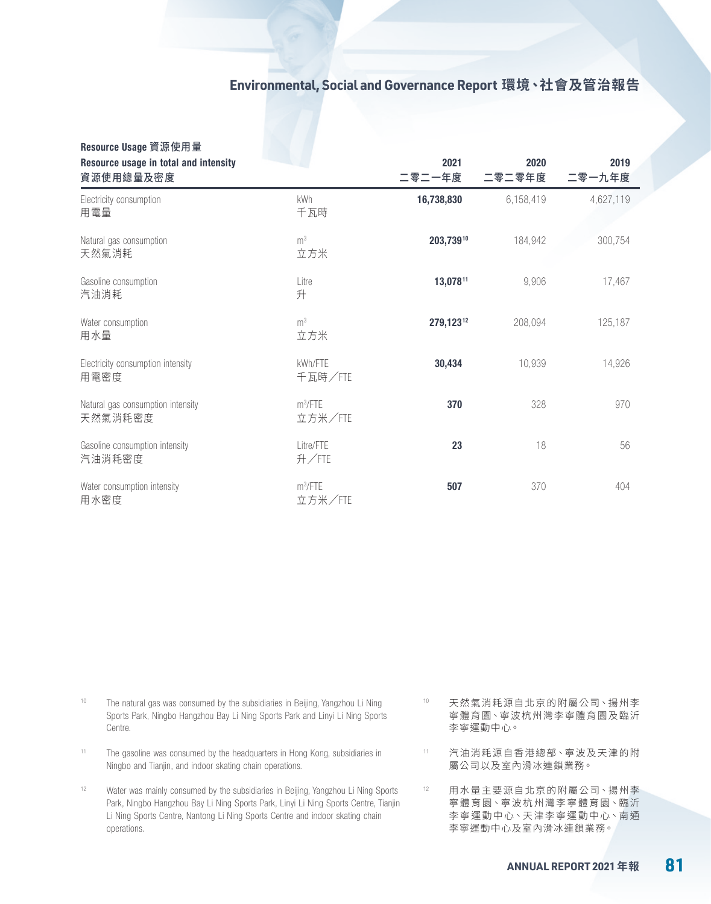## Resource Usage 資源使用量

| Resource usage in total and intensity<br>資源使用總量及密度 | | 2021<br>二零二一年度 | 2020<br>二零二零年度 | 2019<br>二零一九年度 |
|---|---|---|---|---|
| Electricity consumption<br>用電量 | kWh<br>千瓦時 | **16,738,830** | 6,158,419 | 4,627,119 |
| Natural gas consumption<br>天然氣消耗 | $m^3$<br>立方米 | **203,739**[10] | 184,942 | 300,754 |
| Gasoline consumption<br>汽油消耗 | Litre<br>升 | **13,078**[11] | 9,906 | 17,467 |
| Water consumption<br>用水量 | $m^3$<br>立方米 | **279,123**[12] | 208,094 | 125,187 |
| Electricity consumption intensity<br>用電密度 | kWh/FTE<br>千瓦時／FTE | **30,434** | 10,939 | 14,926 |
| Natural gas consumption intensity<br>天然氣消耗密度 | $m^3$/FTE<br>立方米／FTE | **370** | 328 | 970 |
| Gasoline consumption intensity<br>汽油消耗密度 | Litre/FTE<br>升／FTE | **23** | 18 | 56 |
| Water consumption intensity<br>用水密度 | $m^3$/FTE<br>立方米／FTE | **507** | 370 | 404 |

10 The natural gas was consumed by the subsidiaries in Beijing, Yangzhou Li Ning Sports Park, Ningbo Hangzhou Bay Li Ning Sports Park and Linyi Li Ning Sports Centre.

11 The gasoline was consumed by the headquarters in Hong Kong, subsidiaries in Ningbo and Tianjin, and indoor skating chain operations.

12 Water was mainly consumed by the subsidiaries in Beijing, Yangzhou Li Ning Sports Park, Ningbo Hangzhou Bay Li Ning Sports Park, Linyi Li Ning Sports Centre, Tianjin Li Ning Sports Centre, Nantong Li Ning Sports Centre and indoor skating chain operations.

10 天然氣消耗源自北京的附屬公司、揚州李寧體育園、寧波杭州灣李寧體育園及臨沂李寧運動中心。

11 汽油消耗源自香港總部、寧波及天津的附屬公司以及室內滑冰連鎖業務。

12 用水量主要源自北京的附屬公司、揚州李寧體育園、寧波杭州灣李寧體育園、臨沂李寧運動中心、天津李寧運動中心、南通李寧運動中心及室內滑冰連鎖業務。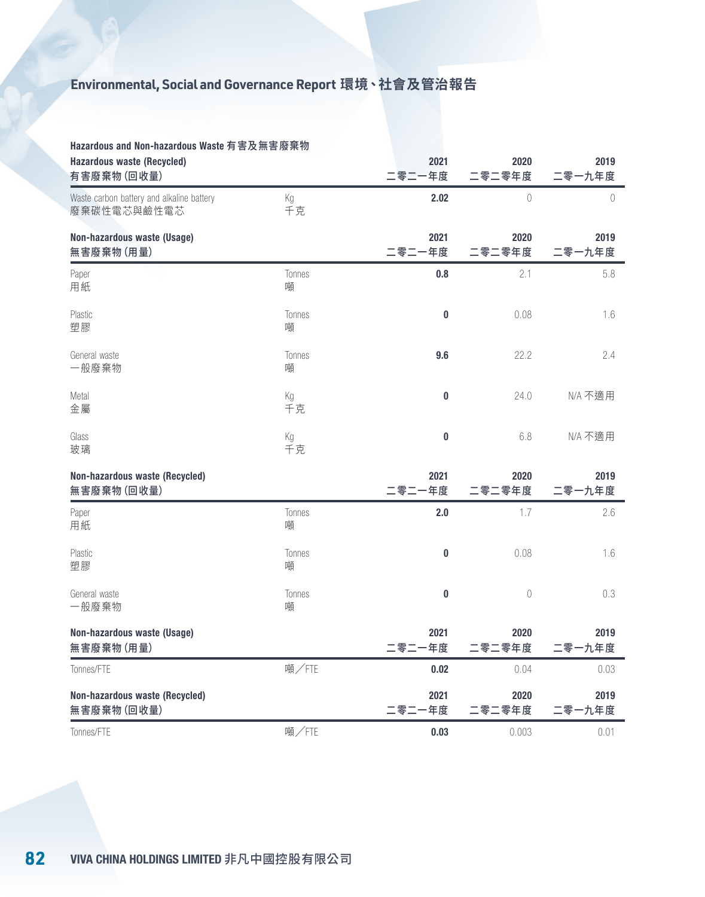## Hazardous and Non-hazardous Waste 有害及無害廢棄物

| Hazardous waste (Recycled)<br>有害廢棄物(回收量) | | 2021<br>二零二一年度 | 2020<br>二零二零年度 | 2019<br>二零一九年度 |
|---|---|---|---|---|
| Waste carbon battery and alkaline battery<br>廢棄碳性電芯與鹼性電芯 | Kg<br>千克 | **2.02** | 0 | 0 |

| Non-hazardous waste (Usage)<br>無害廢棄物(用量) | | 2021<br>二零二一年度 | 2020<br>二零二零年度 | 2019<br>二零一九年度 |
|---|---|---|---|---|
| Paper<br>用紙 | Tonnes<br>噸 | **0.8** | 2.1 | 5.8 |
| Plastic<br>塑膠 | Tonnes<br>噸 | **0** | 0.08 | 1.6 |
| General waste<br>一般廢棄物 | Tonnes<br>噸 | **9.6** | 22.2 | 2.4 |
| Metal<br>金屬 | Kg<br>千克 | **0** | 24.0 | N/A 不適用 |
| Glass<br>玻璃 | Kg<br>千克 | **0** | 6.8 | N/A 不適用 |

| Non-hazardous waste (Recycled)<br>無害廢棄物(回收量) | | 2021<br>二零二一年度 | 2020<br>二零二零年度 | 2019<br>二零一九年度 |
|---|---|---|---|---|
| Paper<br>用紙 | Tonnes<br>噸 | **2.0** | 1.7 | 2.6 |
| Plastic<br>塑膠 | Tonnes<br>噸 | **0** | 0.08 | 1.6 |
| General waste<br>一般廢棄物 | Tonnes<br>噸 | **0** | 0 | 0.3 |

| Non-hazardous waste (Usage)<br>無害廢棄物(用量) | | 2021<br>二零二一年度 | 2020<br>二零二零年度 | 2019<br>二零一九年度 |
|---|---|---|---|---|
| Tonnes/FTE | 噸/FTE | **0.02** | 0.04 | 0.03 |

| Non-hazardous waste (Recycled)<br>無害廢棄物(回收量) | | 2021<br>二零二一年度 | 2020<br>二零二零年度 | 2019<br>二零一九年度 |
|---|---|---|---|---|
| Tonnes/FTE | 噸/FTE | **0.03** | 0.003 | 0.01 |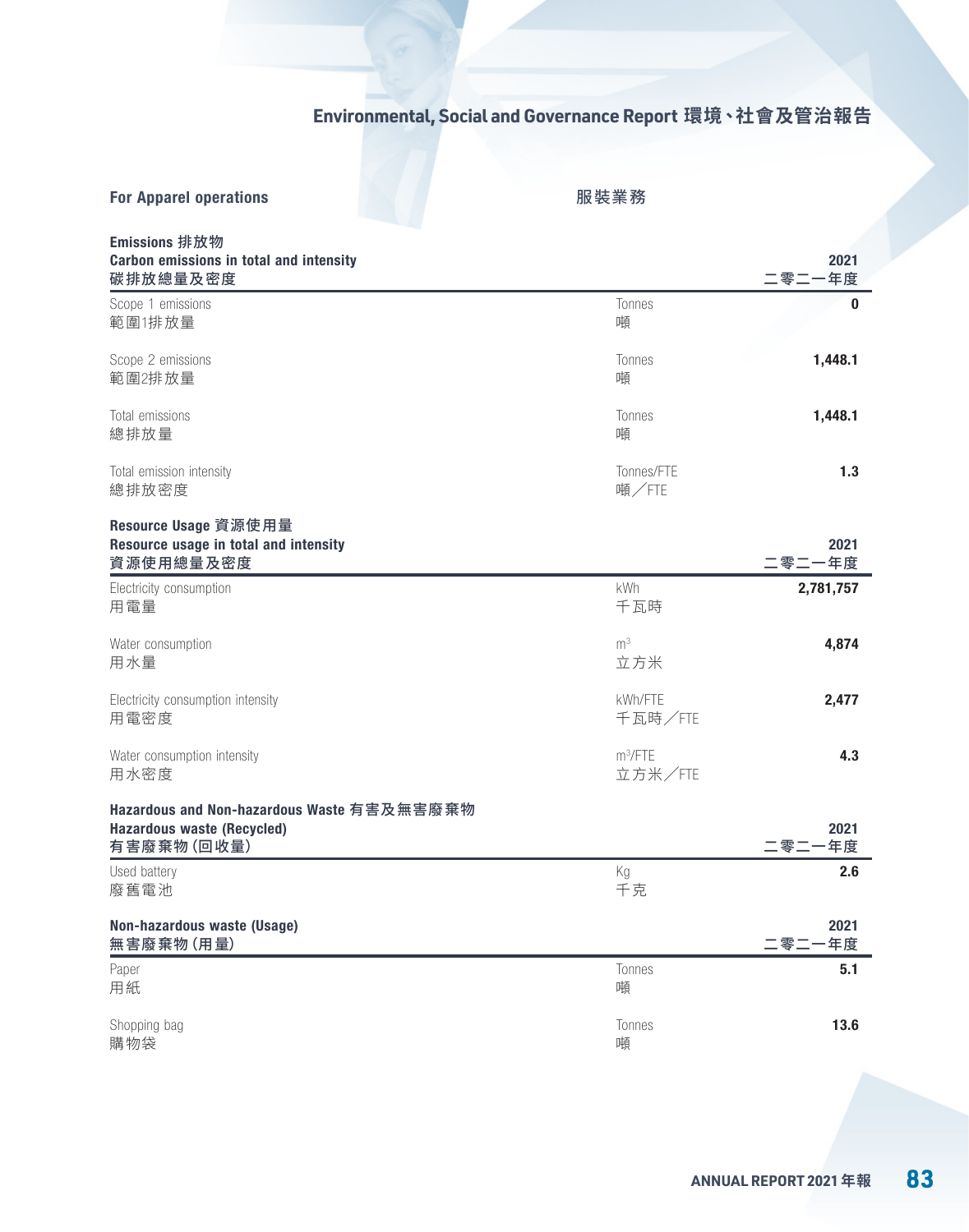## For Apparel operations 服裝業務

### Emissions 排放物

| Carbon emissions in total and intensity<br>碳排放總量及密度 | | 2021<br>二零二一年度 |
|---|---|---|
| Scope 1 emissions<br>範圍1排放量 | Tonnes<br>噸 | **0** |
| Scope 2 emissions<br>範圍2排放量 | Tonnes<br>噸 | **1,448.1** |
| Total emissions<br>總排放量 | Tonnes<br>噸 | **1,448.1** |
| Total emission intensity<br>總排放密度 | Tonnes/FTE<br>噸／FTE | **1.3** |

### Resource Usage 資源使用量

| Resource usage in total and intensity<br>資源使用總量及密度 | | 2021<br>二零二一年度 |
|---|---|---|
| Electricity consumption<br>用電量 | kWh<br>千瓦時 | **2,781,757** |
| Water consumption<br>用水量 | $m^3$<br>立方米 | **4,874** |
| Electricity consumption intensity<br>用電密度 | kWh/FTE<br>千瓦時／FTE | **2,477** |
| Water consumption intensity<br>用水密度 | $m^3$/FTE<br>立方米／FTE | **4.3** |

### Hazardous and Non-hazardous Waste 有害及無害廢棄物

| Hazardous waste (Recycled)<br>有害廢棄物（回收量） | | 2021<br>二零二一年度 |
|---|---|---|
| Used battery<br>廢舊電池 | Kg<br>千克 | **2.6** |

| Non-hazardous waste (Usage)<br>無害廢棄物（用量） | | 2021<br>二零二一年度 |
|---|---|---|
| Paper<br>用紙 | Tonnes<br>噸 | **5.1** |
| Shopping bag<br>購物袋 | Tonnes<br>噸 | **13.6** |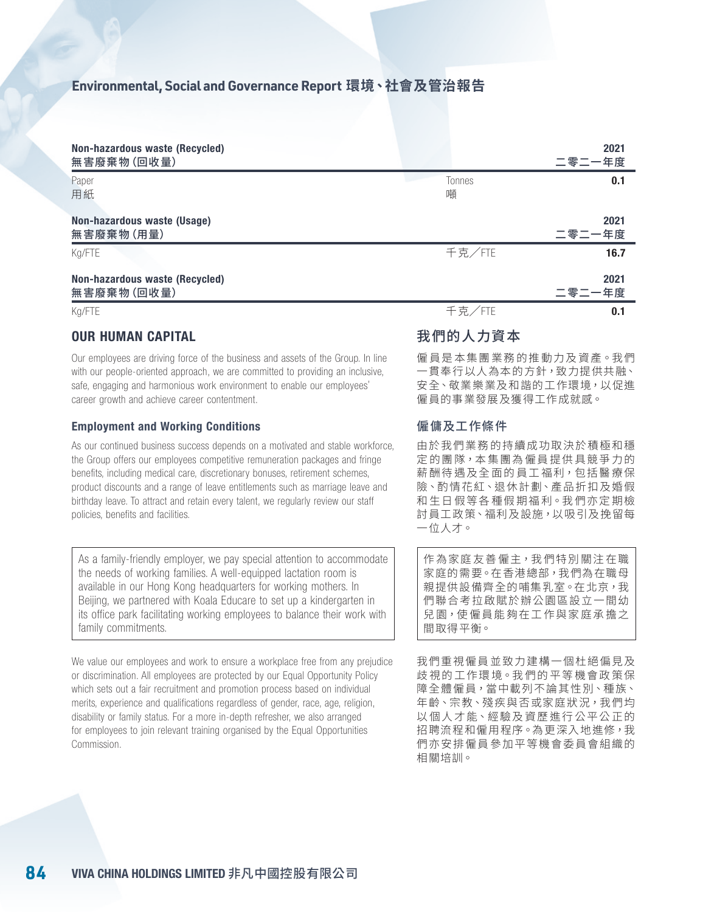| Non-hazardous waste (Recycled) 無害廢棄物（回收量） | | 2021 二零二一年度 |
|---|---|---|
| Paper 用紙 | Tonnes 噸 | 0.1 |

| Non-hazardous waste (Usage) 無害廢棄物（用量） | | 2021 二零二一年度 |
|---|---|---|
| Kg/FTE | 千克／FTE | 16.7 |

| Non-hazardous waste (Recycled) 無害廢棄物（回收量） | | 2021 二零二一年度 |
|---|---|---|
| Kg/FTE | 千克／FTE | 0.1 |

## OUR HUMAN CAPITAL

Our employees are driving force of the business and assets of the Group. In line with our people-oriented approach, we are committed to providing an inclusive, safe, engaging and harmonious work environment to enable our employees' career growth and achieve career contentment.

### Employment and Working Conditions

As our continued business success depends on a motivated and stable workforce, the Group offers our employees competitive remuneration packages and fringe benefits, including medical care, discretionary bonuses, retirement schemes, product discounts and a range of leave entitlements such as marriage leave and birthday leave. To attract and retain every talent, we regularly review our staff policies, benefits and facilities.

As a family-friendly employer, we pay special attention to accommodate the needs of working families. A well-equipped lactation room is available in our Hong Kong headquarters for working mothers. In Beijing, we partnered with Koala Educare to set up a kindergarten in its office park facilitating working employees to balance their work with family commitments.

We value our employees and work to ensure a workplace free from any prejudice or discrimination. All employees are protected by our Equal Opportunity Policy which sets out a fair recruitment and promotion process based on individual merits, experience and qualifications regardless of gender, race, age, religion, disability or family status. For a more in-depth refresher, we also arranged for employees to join relevant training organised by the Equal Opportunities Commission.

## 我們的人力資本

僱員是本集團業務的推動力及資產。我們一貫奉行以人為本的方針，致力提供共融、安全、敬業樂業及和諧的工作環境，以促進僱員的事業發展及獲得工作成就感。

### 僱傭及工作條件

由於我們業務的持續成功取決於積極和穩定的團隊，本集團為僱員提供具競爭力的薪酬待遇及全面的員工福利，包括醫療保險、酌情花紅、退休計劃、產品折扣及婚假和生日假等各種假期福利。我們亦定期檢討員工政策、福利及設施，以吸引及挽留每一位人才。

作為家庭友善僱主，我們特別關注在職家庭的需要。在香港總部，我們為在職母親提供設備齊全的哺集乳室。在北京，我們聯合考拉啟賦於辦公園區設立一間幼兒園，使僱員能夠在工作與家庭承擔之間取得平衡。

我們重視僱員並致力建構一個杜絕偏見及歧視的工作環境。我們的平等機會政策保障全體僱員，當中載列不論其性別、種族、年齡、宗教、殘疾與否或家庭狀況，我們均以個人才能、經驗及資歷進行公平公正的招聘流程和僱用程序。為更深入地進修，我們亦安排僱員參加平等機會委員會組織的相關培訓。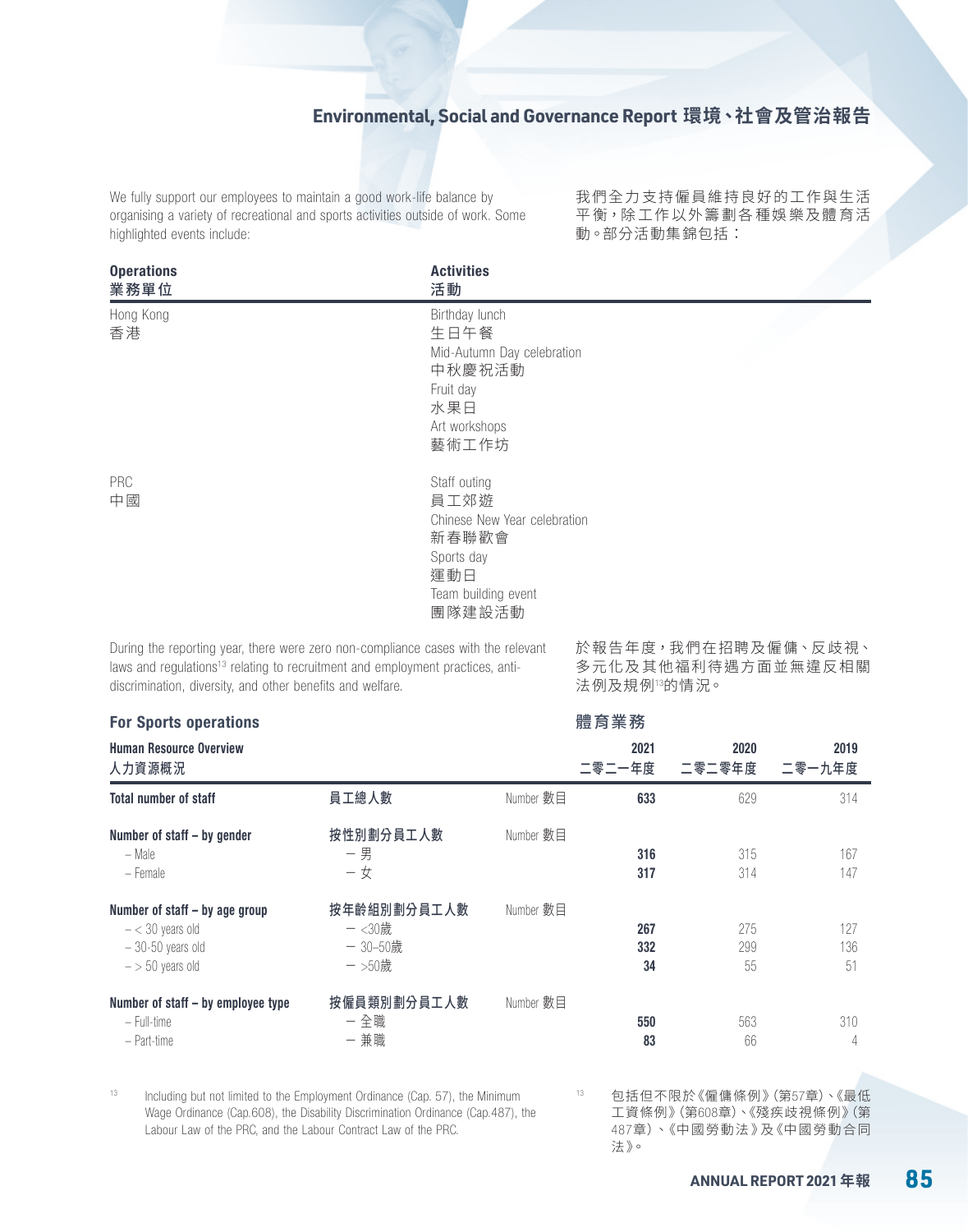We fully support our employees to maintain a good work-life balance by organising a variety of recreational and sports activities outside of work. Some highlighted events include:

我們全力支持僱員維持良好的工作與生活平衡，除工作以外籌劃各種娛樂及體育活動。部分活動集錦包括：

| Operations 業務單位 | Activities 活動 |
|---|---|
| Hong Kong 香港 | Birthday lunch 生日午餐<br>Mid-Autumn Day celebration 中秋慶祝活動<br>Fruit day 水果日<br>Art workshops 藝術工作坊 |
| PRC 中國 | Staff outing 員工郊遊<br>Chinese New Year celebration 新春聯歡會<br>Sports day 運動日<br>Team building event 團隊建設活動 |

During the reporting year, there were zero non-compliance cases with the relevant laws and regulations[13] relating to recruitment and employment practices, anti-discrimination, diversity, and other benefits and welfare.

於報告年度，我們在招聘及僱傭、反歧視、多元化及其他福利待遇方面並無違反相關法例及規例[13]的情況。

## For Sports operations 體育業務

| Human Resource Overview 人力資源概況 | | | 2021 二零二一年度 | 2020 二零二零年度 | 2019 二零一九年度 |
|---|---|---|---|---|---|
| **Total number of staff** | **員工總人數** | Number 數目 | **633** | 629 | 314 |
| **Number of staff – by gender** | **按性別劃分員工人數** | Number 數目 | | | |
| – Male | – 男 | | **316** | 315 | 167 |
| – Female | – 女 | | **317** | 314 | 147 |
| **Number of staff – by age group** | **按年齡組別劃分員工人數** | Number 數目 | | | |
| – < 30 years old | – <30歲 | | **267** | 275 | 127 |
| – 30-50 years old | – 30–50歲 | | **332** | 299 | 136 |
| – > 50 years old | – >50歲 | | **34** | 55 | 51 |
| **Number of staff – by employee type** | **按僱員類別劃分員工人數** | Number 數目 | | | |
| – Full-time | – 全職 | | **550** | 563 | 310 |
| – Part-time | – 兼職 | | **83** | 66 | 4 |

[13] Including but not limited to the Employment Ordinance (Cap. 57), the Minimum Wage Ordinance (Cap.608), the Disability Discrimination Ordinance (Cap.487), the Labour Law of the PRC, and the Labour Contract Law of the PRC.

[13] 包括但不限於《僱傭條例》(第57章)、《最低工資條例》(第608章)、《殘疾歧視條例》(第487章)、《中國勞動法》及《中國勞動合同法》。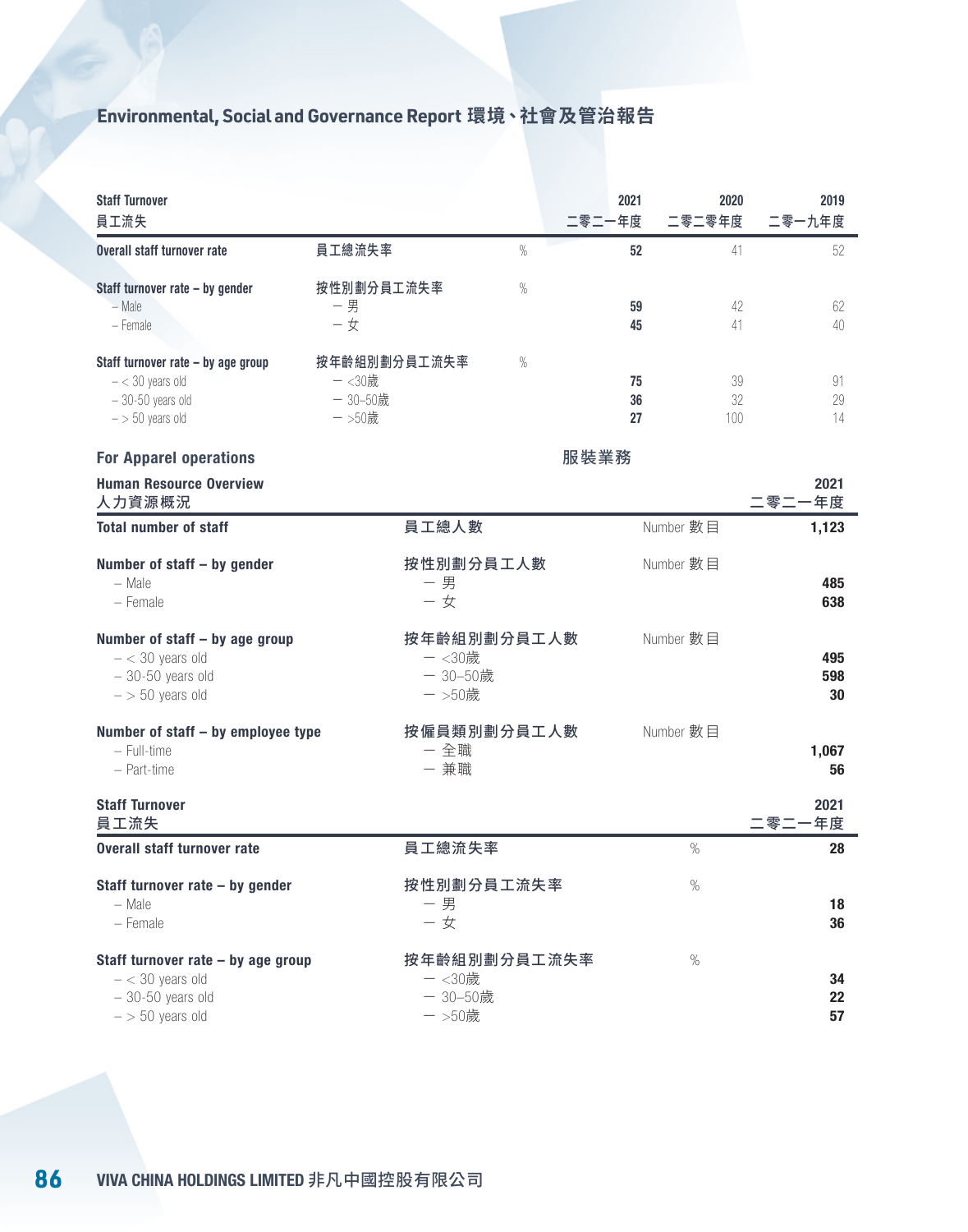## Environmental, Social and Governance Report 環境、社會及管治報告

| Staff Turnover<br>員工流失 | | | 2021<br>二零二一年度 | 2020<br>二零二零年度 | 2019<br>二零一九年度 |
|---|---|---|---|---|---|
| **Overall staff turnover rate** | **員工總流失率** | % | **52** | 41 | 52 |
| **Staff turnover rate – by gender** | **按性別劃分員工流失率** | % | | | |
| – Male | – 男 | | **59** | 42 | 62 |
| – Female | – 女 | | **45** | 41 | 40 |
| **Staff turnover rate – by age group** | **按年齡組別劃分員工流失率** | % | | | |
| – < 30 years old | – <30歲 | | **75** | 39 | 91 |
| – 30-50 years old | – 30–50歲 | | **36** | 32 | 29 |
| – > 50 years old | – >50歲 | | **27** | 100 | 14 |

### For Apparel operations 服裝業務

| Human Resource Overview<br>人力資源概況 | | | 2021<br>二零二一年度 |
|---|---|---|---|
| **Total number of staff** | **員工總人數** | Number 數目 | **1,123** |
| **Number of staff – by gender** | **按性別劃分員工人數** | Number 數目 | |
| – Male | – 男 | | **485** |
| – Female | – 女 | | **638** |
| **Number of staff – by age group** | **按年齡組別劃分員工人數** | Number 數目 | |
| – < 30 years old | – <30歲 | | **495** |
| – 30-50 years old | – 30–50歲 | | **598** |
| – > 50 years old | – >50歲 | | **30** |
| **Number of staff – by employee type** | **按僱員類別劃分員工人數** | Number 數目 | |
| – Full-time | – 全職 | | **1,067** |
| – Part-time | – 兼職 | | **56** |

| Staff Turnover<br>員工流失 | | | 2021<br>二零二一年度 |
|---|---|---|---|
| **Overall staff turnover rate** | **員工總流失率** | % | **28** |
| **Staff turnover rate – by gender** | **按性別劃分員工流失率** | % | |
| – Male | – 男 | | **18** |
| – Female | – 女 | | **36** |
| **Staff turnover rate – by age group** | **按年齡組別劃分員工流失率** | % | |
| – < 30 years old | – <30歲 | | **34** |
| – 30-50 years old | – 30–50歲 | | **22** |
| – > 50 years old | – >50歲 | | **57** |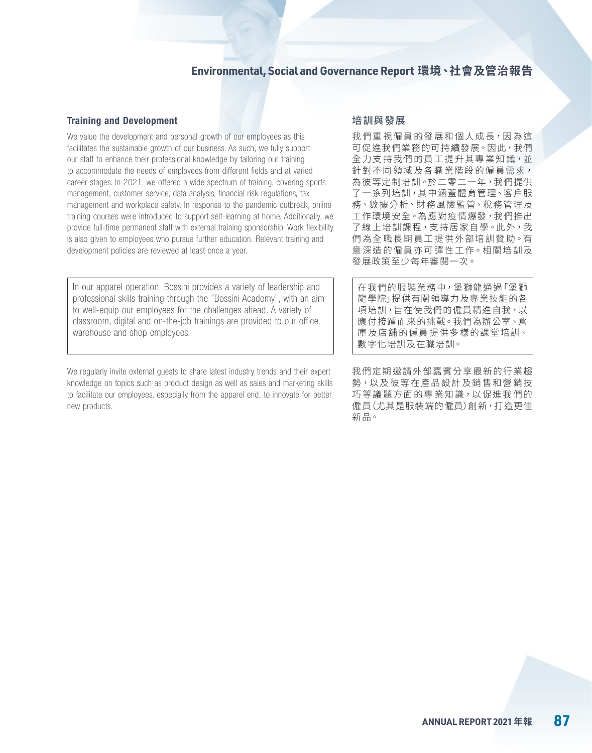## Training and Development

We value the development and personal growth of our employees as this facilitates the sustainable growth of our business. As such, we fully support our staff to enhance their professional knowledge by tailoring our training to accommodate the needs of employees from different fields and at varied career stages. In 2021, we offered a wide spectrum of training, covering sports management, customer service, data analysis, financial risk regulations, tax management and workplace safety. In response to the pandemic outbreak, online training courses were introduced to support self-learning at home. Additionally, we provide full-time permanent staff with external training sponsorship. Work flexibility is also given to employees who pursue further education. Relevant training and development policies are reviewed at least once a year.

> In our apparel operation, Bossini provides a variety of leadership and professional skills training through the "Bossini Academy", with an aim to well-equip our employees for the challenges ahead. A variety of classroom, digital and on-the-job trainings are provided to our office, warehouse and shop employees.

We regularly invite external guests to share latest industry trends and their expert knowledge on topics such as product design as well as sales and marketing skills to facilitate our employees, especially from the apparel end, to innovate for better new products.

## 培訓與發展

我們重視僱員的發展和個人成長，因為這可促進我們業務的可持續發展。因此，我們全力支持我們的員工提升其專業知識，並針對不同領域及各職業階段的僱員需求，為彼等定制培訓。於二零二一年，我們提供了一系列培訓，其中涵蓋體育管理、客戶服務、數據分析、財務風險監管、稅務管理及工作環境安全。為應對疫情爆發，我們推出了線上培訓課程，支持居家自學。此外，我們為全職長期員工提供外部培訓贊助。有意深造的僱員亦可彈性工作。相關培訓及發展政策至少每年審閱一次。

> 在我們的服裝業務中，堡獅龍通過「堡獅龍學院」提供有關領導力及專業技能的各項培訓，旨在使我們的僱員精進自我，以應付接踵而來的挑戰。我們為辦公室、倉庫及店鋪的僱員提供多樣的課堂培訓、數字化培訓及在職培訓。

我們定期邀請外部嘉賓分享最新的行業趨勢，以及彼等在產品設計及銷售和營銷技巧等議題方面的專業知識，以促進我們的僱員(尤其是服裝端的僱員)創新，打造更佳新品。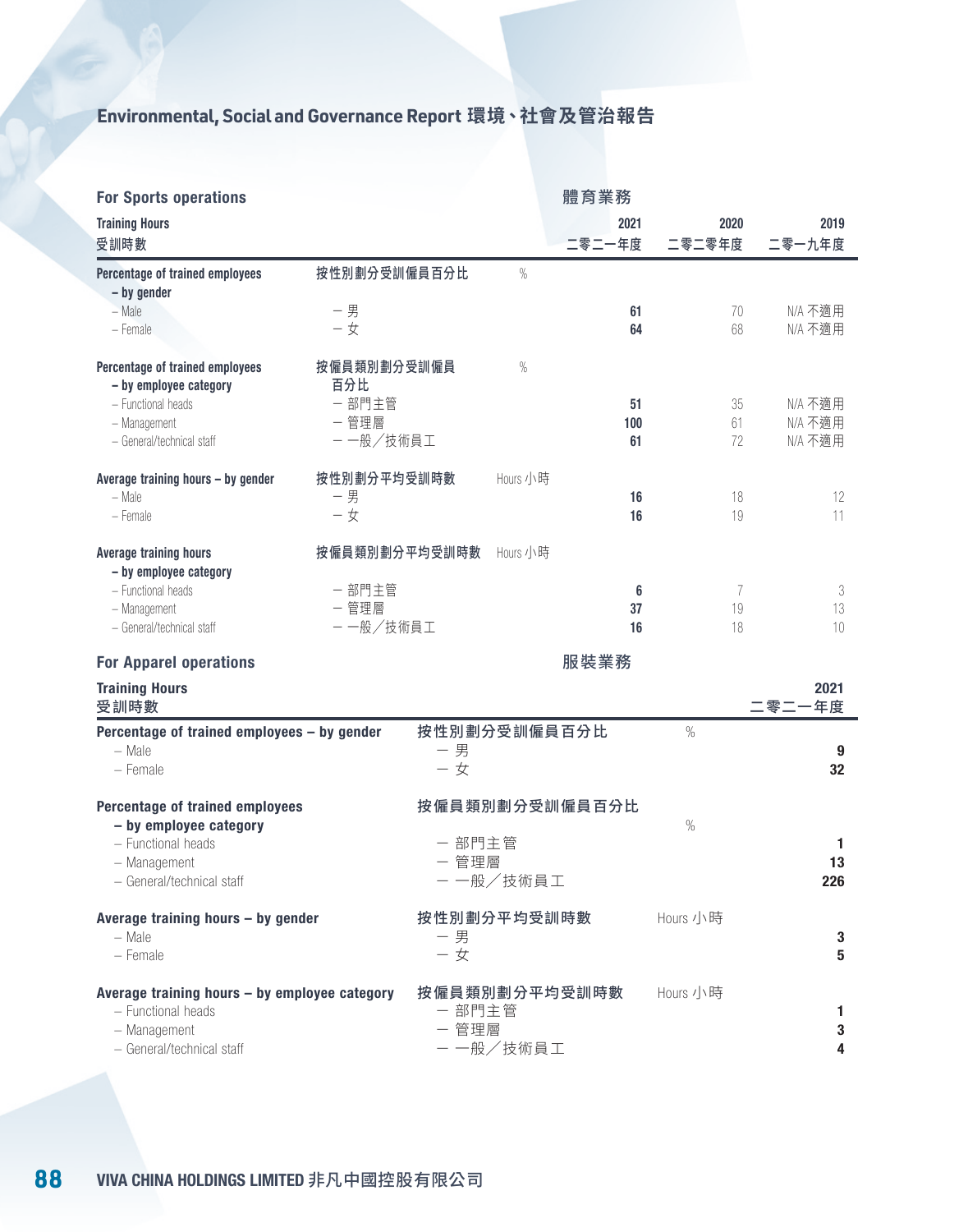## For Sports operations 體育業務

| Training Hours 受訓時數 | | | 2021 二零二一年度 | 2020 二零二零年度 | 2019 二零一九年度 |
|---|---|---|---|---|---|
| **Percentage of trained employees – by gender** | **按性別劃分受訓僱員百分比** | % | | | |
| – Male | – 男 | | **61** | 70 | N/A 不適用 |
| – Female | – 女 | | **64** | 68 | N/A 不適用 |
| **Percentage of trained employees – by employee category** | **按僱員類別劃分受訓僱員百分比** | % | | | |
| – Functional heads | – 部門主管 | | **51** | 35 | N/A 不適用 |
| – Management | – 管理層 | | **100** | 61 | N/A 不適用 |
| – General/technical staff | – 一般／技術員工 | | **61** | 72 | N/A 不適用 |
| **Average training hours – by gender** | **按性別劃分平均受訓時數** | Hours 小時 | | | |
| – Male | – 男 | | **16** | 18 | 12 |
| – Female | – 女 | | **16** | 19 | 11 |
| **Average training hours – by employee category** | **按僱員類別劃分平均受訓時數** | Hours 小時 | | | |
| – Functional heads | – 部門主管 | | **6** | 7 | 3 |
| – Management | – 管理層 | | **37** | 19 | 13 |
| – General/technical staff | – 一般／技術員工 | | **16** | 18 | 10 |

## For Apparel operations 服裝業務

| Training Hours 受訓時數 | | | 2021 二零二一年度 |
|---|---|---|---|
| **Percentage of trained employees – by gender** | **按性別劃分受訓僱員百分比** | % | |
| – Male | – 男 | | **9** |
| – Female | – 女 | | **32** |
| **Percentage of trained employees – by employee category** | **按僱員類別劃分受訓僱員百分比** | % | |
| – Functional heads | – 部門主管 | | **1** |
| – Management | – 管理層 | | **13** |
| – General/technical staff | – 一般／技術員工 | | **226** |
| **Average training hours – by gender** | **按性別劃分平均受訓時數** | Hours 小時 | |
| – Male | – 男 | | **3** |
| – Female | – 女 | | **5** |
| **Average training hours – by employee category** | **按僱員類別劃分平均受訓時數** | Hours 小時 | |
| – Functional heads | – 部門主管 | | **1** |
| – Management | – 管理層 | | **3** |
| – General/technical staff | – 一般／技術員工 | | **4** |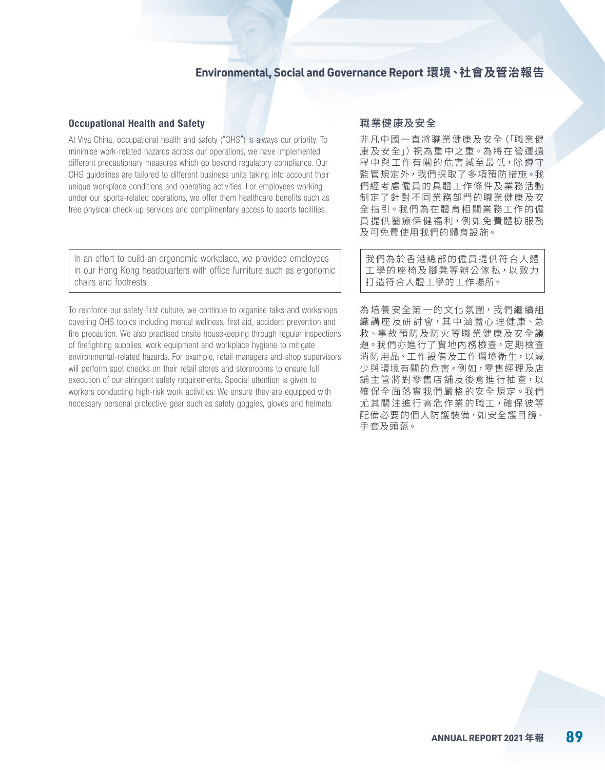## Occupational Health and Safety

At Viva China, occupational health and safety ("OHS") is always our priority. To minimise work-related hazards across our operations, we have implemented different precautionary measures which go beyond regulatory compliance. Our OHS guidelines are tailored to different business units taking into account their unique workplace conditions and operating activities. For employees working under our sports-related operations, we offer them healthcare benefits such as free physical check-up services and complimentary access to sports facilities.

> In an effort to build an ergonomic workplace, we provided employees in our Hong Kong headquarters with office furniture such as ergonomic chairs and footrests.

To reinforce our safety-first culture, we continue to organise talks and workshops covering OHS topics including mental wellness, first aid, accident prevention and fire precaution. We also practised onsite housekeeping through regular inspections of firefighting supplies, work equipment and workplace hygiene to mitigate environmental-related hazards. For example, retail managers and shop supervisors will perform spot checks on their retail stores and storerooms to ensure full execution of our stringent safety requirements. Special attention is given to workers conducting high-risk work activities. We ensure they are equipped with necessary personal protective gear such as safety goggles, gloves and helmets.

## 職業健康及安全

非凡中國一直將職業健康及安全（「職業健康及安全」）視為重中之重。為將在營運過程中與工作有關的危害減至最低，除遵守監管規定外，我們採取了多項預防措施。我們經考慮僱員的具體工作條件及業務活動制定了針對不同業務部門的職業健康及安全指引。我們為在體育相關業務工作的僱員提供醫療保健福利，例如免費體檢服務及可免費使用我們的體育設施。

> 我們為於香港總部的僱員提供符合人體工學的座椅及腳凳等辦公傢私，以致力打造符合人體工學的工作場所。

為培養安全第一的文化氛圍，我們繼續組織講座及研討會，其中涵蓋心理健康、急救、事故預防及防火等職業健康及安全議題。我們亦進行了實地內務檢查，定期檢查消防用品、工作設備及工作環境衛生，以減少與環境有關的危害。例如，零售經理及店舖主管將對零售店舖及後倉進行抽查，以確保全面落實我們嚴格的安全規定。我們尤其關注進行高危作業的職工，確保彼等配備必要的個人防護裝備，如安全護目鏡、手套及頭盔。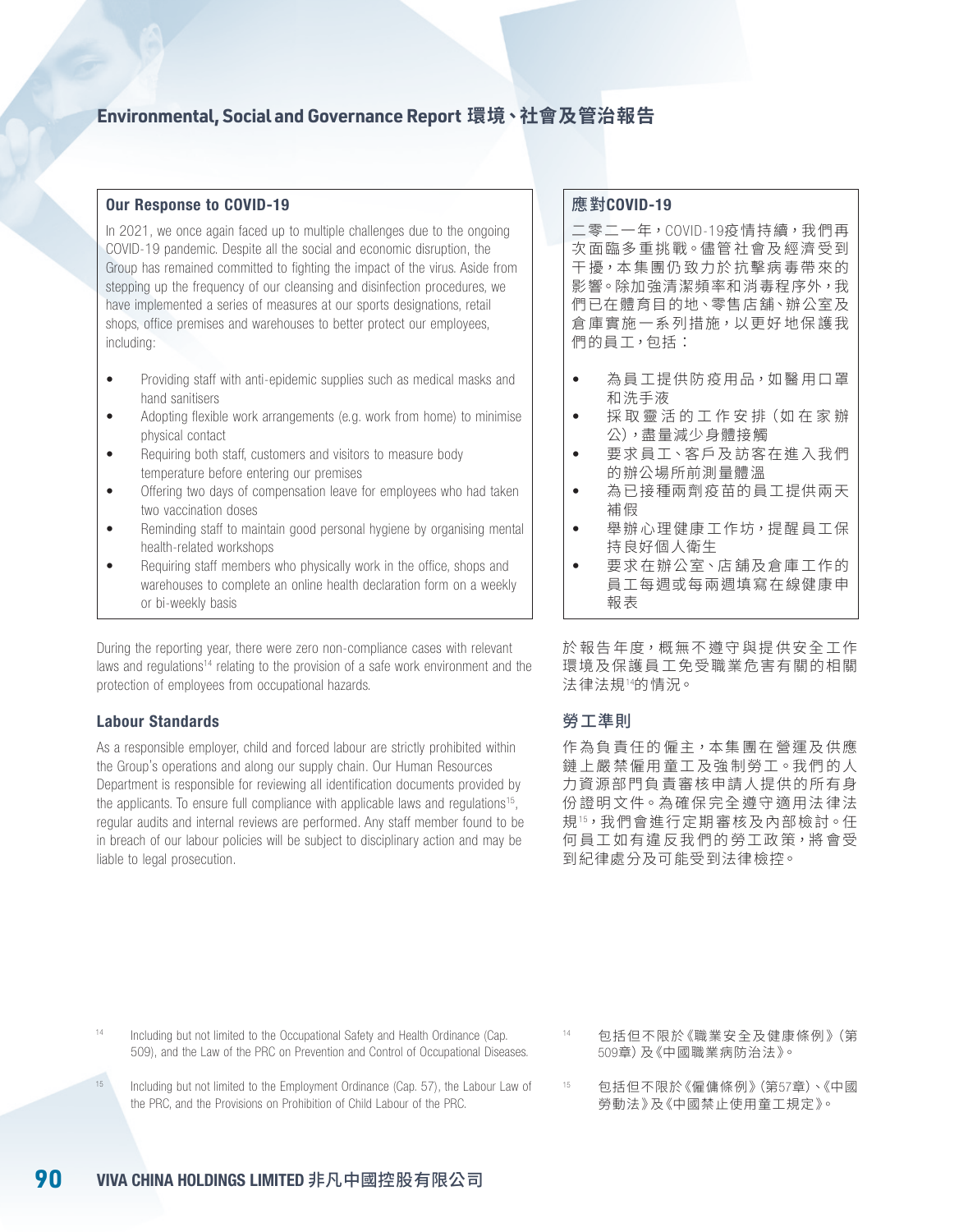## Our Response to COVID-19

In 2021, we once again faced up to multiple challenges due to the ongoing COVID-19 pandemic. Despite all the social and economic disruption, the Group has remained committed to fighting the impact of the virus. Aside from stepping up the frequency of our cleansing and disinfection procedures, we have implemented a series of measures at our sports designations, retail shops, office premises and warehouses to better protect our employees, including:

- Providing staff with anti-epidemic supplies such as medical masks and hand sanitisers
- Adopting flexible work arrangements (e.g. work from home) to minimise physical contact
- Requiring both staff, customers and visitors to measure body temperature before entering our premises
- Offering two days of compensation leave for employees who had taken two vaccination doses
- Reminding staff to maintain good personal hygiene by organising mental health-related workshops
- Requiring staff members who physically work in the office, shops and warehouses to complete an online health declaration form on a weekly or bi-weekly basis

## 應對COVID-19

二零二一年，COVID-19疫情持續，我們再次面臨多重挑戰。儘管社會及經濟受到干擾，本集團仍致力於抗擊病毒帶來的影響。除加強清潔頻率和消毒程序外，我們已在體育目的地、零售店舖、辦公室及倉庫實施一系列措施，以更好地保護我們的員工，包括：

- 為員工提供防疫用品，如醫用口罩和洗手液
- 採取靈活的工作安排（如在家辦公），盡量減少身體接觸
- 要求員工、客戶及訪客在進入我們的辦公場所前測量體溫
- 為已接種兩劑疫苗的員工提供兩天補假
- 舉辦心理健康工作坊，提醒員工保持良好個人衛生
- 要求在辦公室、店舖及倉庫工作的員工每週或每兩週填寫在線健康申報表

During the reporting year, there were zero non-compliance cases with relevant laws and regulations[14] relating to the provision of a safe work environment and the protection of employees from occupational hazards.

於報告年度，概無不遵守與提供安全工作環境及保護員工免受職業危害有關的相關法律法規[14]的情況。

### Labour Standards

As a responsible employer, child and forced labour are strictly prohibited within the Group's operations and along our supply chain. Our Human Resources Department is responsible for reviewing all identification documents provided by the applicants. To ensure full compliance with applicable laws and regulations[15], regular audits and internal reviews are performed. Any staff member found to be in breach of our labour policies will be subject to disciplinary action and may be liable to legal prosecution.

### 勞工準則

作為負責任的僱主，本集團在營運及供應鏈上嚴禁僱用童工及強制勞工。我們的人力資源部門負責審核申請人提供的所有身份證明文件。為確保完全遵守適用法律法規[15]，我們會進行定期審核及內部檢討。任何員工如有違反我們的勞工政策，將會受到紀律處分及可能受到法律檢控。

[14] Including but not limited to the Occupational Safety and Health Ordinance (Cap. 509), and the Law of the PRC on Prevention and Control of Occupational Diseases.

[15] Including but not limited to the Employment Ordinance (Cap. 57), the Labour Law of the PRC, and the Provisions on Prohibition of Child Labour of the PRC.

[14] 包括但不限於《職業安全及健康條例》（第509章）及《中國職業病防治法》。

[15] 包括但不限於《僱傭條例》（第57章）、《中國勞動法》及《中國禁止使用童工規定》。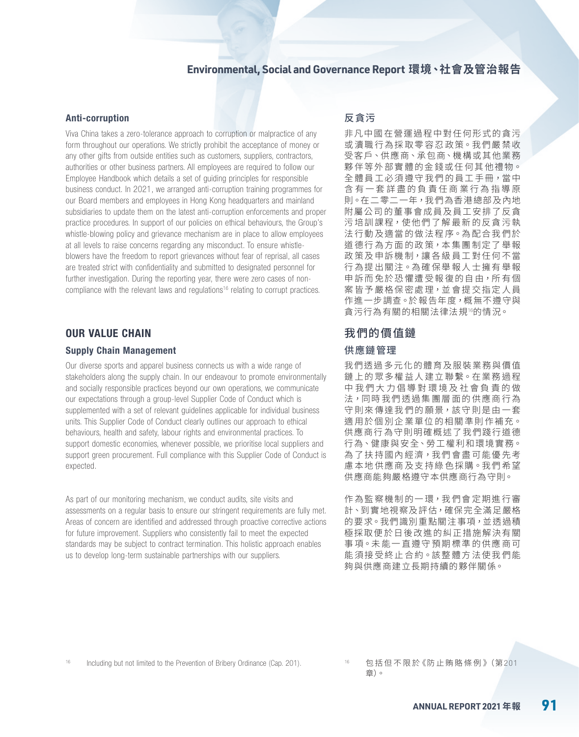### Anti-corruption

Viva China takes a zero-tolerance approach to corruption or malpractice of any form throughout our operations. We strictly prohibit the acceptance of money or any other gifts from outside entities such as customers, suppliers, contractors, authorities or other business partners. All employees are required to follow our Employee Handbook which details a set of guiding principles for responsible business conduct. In 2021, we arranged anti-corruption training programmes for our Board members and employees in Hong Kong headquarters and mainland subsidiaries to update them on the latest anti-corruption enforcements and proper practice procedures. In support of our policies on ethical behaviours, the Group's whistle-blowing policy and grievance mechanism are in place to allow employees at all levels to raise concerns regarding any misconduct. To ensure whistle-blowers have the freedom to report grievances without fear of reprisal, all cases are treated strict with confidentiality and submitted to designated personnel for further investigation. During the reporting year, there were zero cases of non-compliance with the relevant laws and regulations[16] relating to corrupt practices.

### 反貪污

非凡中國在營運過程中對任何形式的貪污或瀆職行為採取零容忍政策。我們嚴禁收受客戶、供應商、承包商、機構或其他業務夥伴等外部實體的金錢或任何其他禮物。全體員工必須遵守我們的員工手冊，當中含有一套詳盡的負責任商業行為指導原則。在二零二一年，我們為香港總部及內地附屬公司的董事會成員及員工安排了反貪污培訓課程，使他們了解最新的反貪污執法行動及適當的做法程序。為配合我們於道德行為方面的政策，本集團制定了舉報政策及申訴機制，讓各級員工對任何不當行為提出關注。為確保舉報人士擁有舉報申訴而免於恐懼遭受報復的自由，所有個案皆予嚴格保密處理，並會提交指定人員作進一步調查。於報告年度，概無不遵守與貪污行為有關的相關法律法規[16]的情況。

## OUR VALUE CHAIN

### Supply Chain Management

Our diverse sports and apparel business connects us with a wide range of stakeholders along the supply chain. In our endeavour to promote environmentally and socially responsible practices beyond our own operations, we communicate our expectations through a group-level Supplier Code of Conduct which is supplemented with a set of relevant guidelines applicable for individual business units. This Supplier Code of Conduct clearly outlines our approach to ethical behaviours, health and safety, labour rights and environmental practices. To support domestic economies, whenever possible, we prioritise local suppliers and support green procurement. Full compliance with this Supplier Code of Conduct is expected.

As part of our monitoring mechanism, we conduct audits, site visits and assessments on a regular basis to ensure our stringent requirements are fully met. Areas of concern are identified and addressed through proactive corrective actions for future improvement. Suppliers who consistently fail to meet the expected standards may be subject to contract termination. This holistic approach enables us to develop long-term sustainable partnerships with our suppliers.

## 我們的價值鏈

### 供應鏈管理

我們透過多元化的體育及服裝業務與價值鏈上的眾多權益人建立聯繫。在業務過程中我們大力倡導對環境及社會負責的做法，同時我們透過集團層面的供應商行為守則來傳達我們的願景，該守則是由一套適用於個別企業單位的相關準則作補充。供應商行為守則明確概述了我們踐行道德行為、健康與安全、勞工權利和環境實務。為了扶持國內經濟，我們會盡可能優先考慮本地供應商及支持綠色採購。我們希望供應商能夠嚴格遵守本供應商行為守則。

作為監察機制的一環，我們會定期進行審計、到實地視察及評估，確保完全滿足嚴格的要求。我們識別重點關注事項，並透過積極採取便於日後改進的糾正措施解決有關事項。未能一直遵守預期標準的供應商可能須接受終止合約。該整體方法使我們能夠與供應商建立長期持續的夥伴關係。

[16] Including but not limited to the Prevention of Bribery Ordinance (Cap. 201).

[16] 包括但不限於《防止賄賂條例》（第201章）。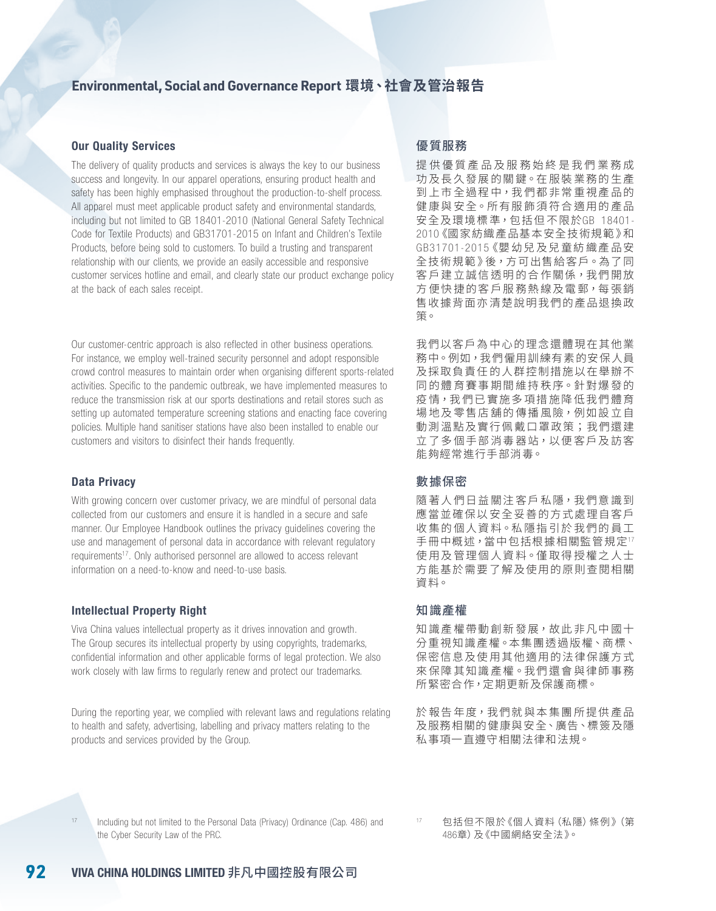## Our Quality Services

The delivery of quality products and services is always the key to our business success and longevity. In our apparel operations, ensuring product health and safety has been highly emphasised throughout the production-to-shelf process. All apparel must meet applicable product safety and environmental standards, including but not limited to GB 18401-2010 (National General Safety Technical Code for Textile Products) and GB31701-2015 on Infant and Children's Textile Products, before being sold to customers. To build a trusting and transparent relationship with our clients, we provide an easily accessible and responsive customer services hotline and email, and clearly state our product exchange policy at the back of each sales receipt.

Our customer-centric approach is also reflected in other business operations. For instance, we employ well-trained security personnel and adopt responsible crowd control measures to maintain order when organising different sports-related activities. Specific to the pandemic outbreak, we have implemented measures to reduce the transmission risk at our sports destinations and retail stores such as setting up automated temperature screening stations and enacting face covering policies. Multiple hand sanitiser stations have also been installed to enable our customers and visitors to disinfect their hands frequently.

## Data Privacy

With growing concern over customer privacy, we are mindful of personal data collected from our customers and ensure it is handled in a secure and safe manner. Our Employee Handbook outlines the privacy guidelines covering the use and management of personal data in accordance with relevant regulatory requirements[17]. Only authorised personnel are allowed to access relevant information on a need-to-know and need-to-use basis.

## Intellectual Property Right

Viva China values intellectual property as it drives innovation and growth. The Group secures its intellectual property by using copyrights, trademarks, confidential information and other applicable forms of legal protection. We also work closely with law firms to regularly renew and protect our trademarks.

During the reporting year, we complied with relevant laws and regulations relating to health and safety, advertising, labelling and privacy matters relating to the products and services provided by the Group.

[17] Including but not limited to the Personal Data (Privacy) Ordinance (Cap. 486) and the Cyber Security Law of the PRC.

## 優質服務

提供優質產品及服務始終是我們業務成功及長久發展的關鍵。在服裝業務的生產到上市全過程中，我們都非常重視產品的健康與安全。所有服飾須符合適用的產品安全及環境標準，包括但不限於GB 18401-2010《國家紡織產品基本安全技術規範》和GB31701-2015《嬰幼兒及兒童紡織產品安全技術規範》後，方可出售給客戶。為了同客戶建立誠信透明的合作關係，我們開放方便快捷的客戶服務熱線及電郵，每張銷售收據背面亦清楚說明我們的產品退換政策。

我們以客戶為中心的理念還體現在其他業務中。例如，我們僱用訓練有素的安保人員及採取負責任的人群控制措施以在舉辦不同的體育賽事期間維持秩序。針對爆發的疫情，我們已實施多項措施降低我們體育場地及零售店舖的傳播風險，例如設立自動測溫點及實行佩戴口罩政策；我們還建立了多個手部消毒器站，以便客戶及訪客能夠經常進行手部消毒。

## 數據保密

隨著人們日益關注客戶私隱，我們意識到應當並確保以安全妥善的方式處理自客戶收集的個人資料。私隱指引於我們的員工手冊中概述，當中包括根據相關監管規定[17]使用及管理個人資料。僅取得授權之人士方能基於需要了解及使用的原則查閱相關資料。

## 知識產權

知識產權帶動創新發展，故此非凡中國十分重視知識產權。本集團透過版權、商標、保密信息及使用其他適用的法律保護方式來保障其知識產權。我們還會與律師事務所緊密合作，定期更新及保護商標。

於報告年度，我們就與本集團所提供產品及服務相關的健康與安全、廣告、標簽及隱私事項一直遵守相關法律和法規。

[17] 包括但不限於《個人資料（私隱）條例》（第486章）及《中國網絡安全法》。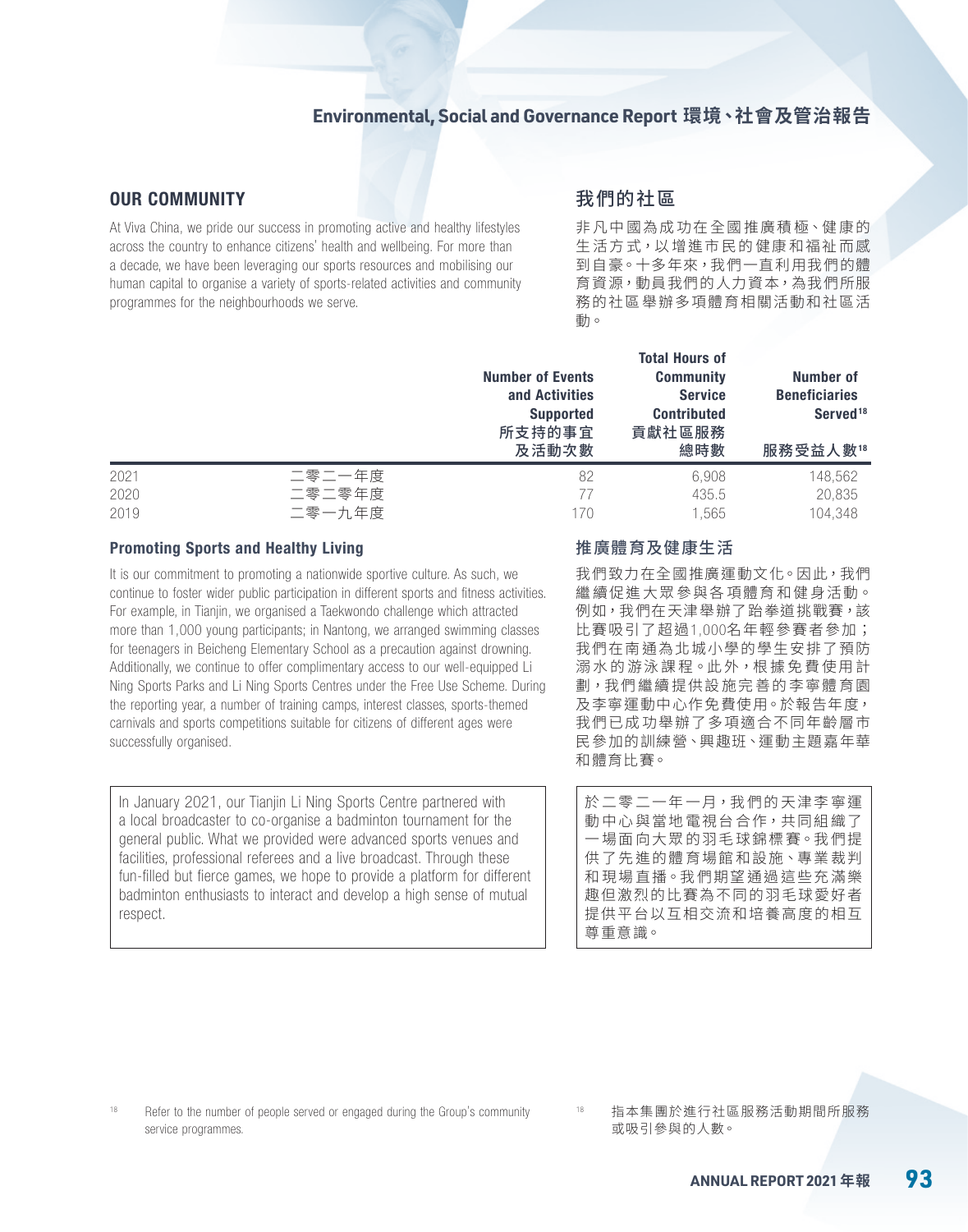## OUR COMMUNITY

At Viva China, we pride our success in promoting active and healthy lifestyles across the country to enhance citizens' health and wellbeing. For more than a decade, we have been leveraging our sports resources and mobilising our human capital to organise a variety of sports-related activities and community programmes for the neighbourhoods we serve.

## 我們的社區

非凡中國為成功在全國推廣積極、健康的生活方式，以增進市民的健康和福祉而感到自豪。十多年來，我們一直利用我們的體育資源，動員我們的人力資本，為我們所服務的社區舉辦多項體育相關活動和社區活動。

| | | Number of Events and Activities Supported 所支持的事宜及活動次數 | Total Hours of Community Service Contributed 貢獻社區服務總時數 | Number of Beneficiaries Served[18] 服務受益人數[18] |
|---|---|---|---|---|
| 2021 | 二零二一年度 | 82 | 6,908 | 148,562 |
| 2020 | 二零二零年度 | 77 | 435.5 | 20,835 |
| 2019 | 二零一九年度 | 170 | 1,565 | 104,348 |

### Promoting Sports and Healthy Living

It is our commitment to promoting a nationwide sportive culture. As such, we continue to foster wider public participation in different sports and fitness activities. For example, in Tianjin, we organised a Taekwondo challenge which attracted more than 1,000 young participants; in Nantong, we arranged swimming classes for teenagers in Beicheng Elementary School as a precaution against drowning. Additionally, we continue to offer complimentary access to our well-equipped Li Ning Sports Parks and Li Ning Sports Centres under the Free Use Scheme. During the reporting year, a number of training camps, interest classes, sports-themed carnivals and sports competitions suitable for citizens of different ages were successfully organised.

In January 2021, our Tianjin Li Ning Sports Centre partnered with a local broadcaster to co-organise a badminton tournament for the general public. What we provided were advanced sports venues and facilities, professional referees and a live broadcast. Through these fun-filled but fierce games, we hope to provide a platform for different badminton enthusiasts to interact and develop a high sense of mutual respect.

### 推廣體育及健康生活

我們致力在全國推廣運動文化。因此，我們繼續促進大眾參與各項體育和健身活動。例如，我們在天津舉辦了跆拳道挑戰賽，該比賽吸引了超過1,000名年輕參賽者參加；我們在南通為北城小學的學生安排了預防溺水的游泳課程。此外，根據免費使用計劃，我們繼續提供設施完善的李寧體育園及李寧運動中心作免費使用。於報告年度，我們已成功舉辦了多項適合不同年齡層市民參加的訓練營、興趣班、運動主題嘉年華和體育比賽。

於二零二一年一月，我們的天津李寧運動中心與當地電視台合作，共同組織了一場面向大眾的羽毛球錦標賽。我們提供了先進的體育場館和設施、專業裁判和現場直播。我們期望通過這些充滿樂趣但激烈的比賽為不同的羽毛球愛好者提供平台以互相交流和培養高度的相互尊重意識。

[18] Refer to the number of people served or engaged during the Group's community service programmes.

[18] 指本集團於進行社區服務活動期間所服務或吸引參與的人數。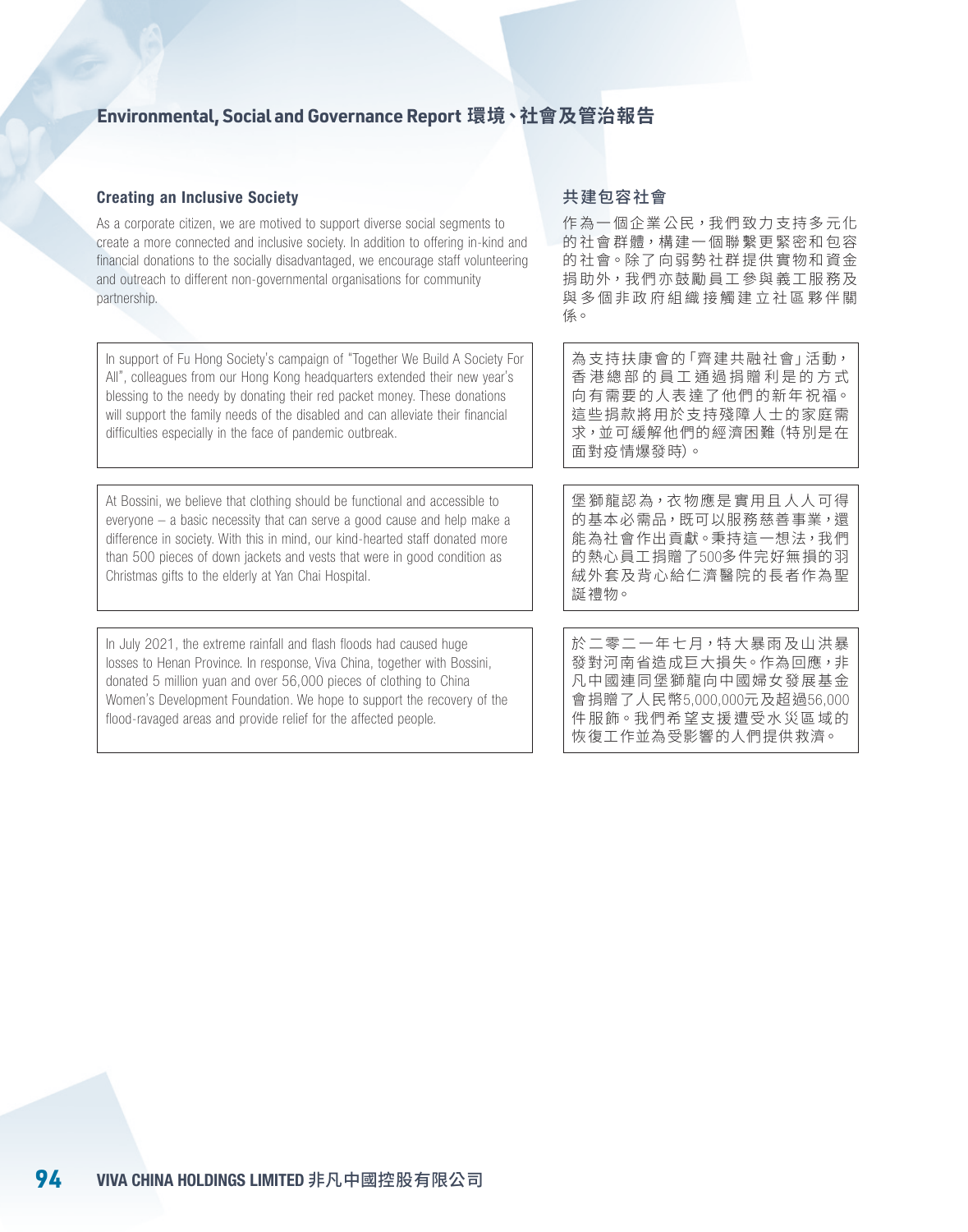## Creating an Inclusive Society

As a corporate citizen, we are motived to support diverse social segments to create a more connected and inclusive society. In addition to offering in-kind and financial donations to the socially disadvantaged, we encourage staff volunteering and outreach to different non-governmental organisations for community partnership.

In support of Fu Hong Society's campaign of "Together We Build A Society For All", colleagues from our Hong Kong headquarters extended their new year's blessing to the needy by donating their red packet money. These donations will support the family needs of the disabled and can alleviate their financial difficulties especially in the face of pandemic outbreak.

At Bossini, we believe that clothing should be functional and accessible to everyone – a basic necessity that can serve a good cause and help make a difference in society. With this in mind, our kind-hearted staff donated more than 500 pieces of down jackets and vests that were in good condition as Christmas gifts to the elderly at Yan Chai Hospital.

In July 2021, the extreme rainfall and flash floods had caused huge losses to Henan Province. In response, Viva China, together with Bossini, donated 5 million yuan and over 56,000 pieces of clothing to China Women's Development Foundation. We hope to support the recovery of the flood-ravaged areas and provide relief for the affected people.

## 共建包容社會

作為一個企業公民，我們致力支持多元化的社會群體，構建一個聯繫更緊密和包容的社會。除了向弱勢社群提供實物和資金捐助外，我們亦鼓勵員工參與義工服務及與多個非政府組織接觸建立社區夥伴關係。

為支持扶康會的「齊建共融社會」活動，香港總部的員工通過捐贈利是的方式向有需要的人表達了他們的新年祝福。這些捐款將用於支持殘障人士的家庭需求，並可緩解他們的經濟困難(特別是在面對疫情爆發時)。

堡獅龍認為，衣物應是實用且人人可得的基本必需品，既可以服務慈善事業，還能為社會作出貢獻。秉持這一想法，我們的熱心員工捐贈了500多件完好無損的羽絨外套及背心給仁濟醫院的長者作為聖誕禮物。

於二零二一年七月，特大暴雨及山洪暴發對河南省造成巨大損失。作為回應，非凡中國連同堡獅龍向中國婦女發展基金會捐贈了人民幣5,000,000元及超過56,000件服飾。我們希望支援遭受水災區域的恢復工作並為受影響的人們提供救濟。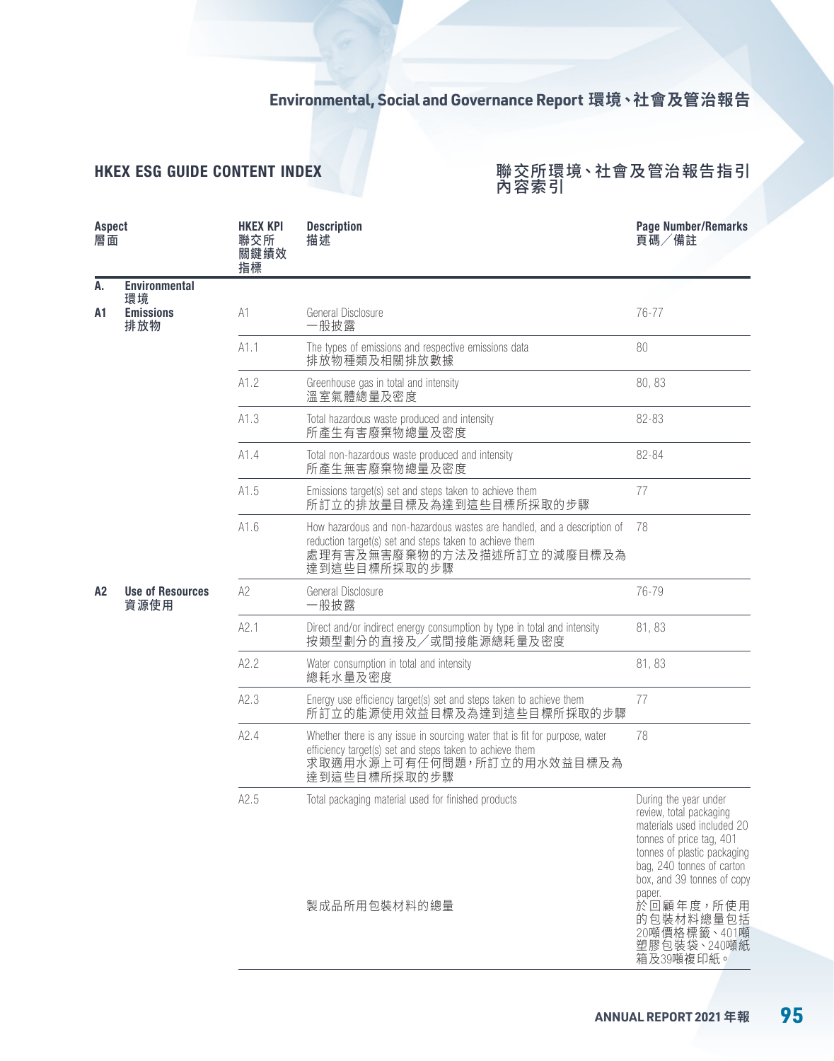## HKEX ESG GUIDE CONTENT INDEX 聯交所環境、社會及管治報告指引內容索引

| Aspect 層面 | | HKEX KPI 聯交所關鍵績效指標 | Description 描述 | Page Number/Remarks 頁碼／備註 |
|---|---|---|---|---|
| A. | Environmental 環境 | | | |
| A1 | Emissions 排放物 | A1 | General Disclosure 一般披露 | 76-77 |
| | | A1.1 | The types of emissions and respective emissions data 排放物種類及相關排放數據 | 80 |
| | | A1.2 | Greenhouse gas in total and intensity 溫室氣體總量及密度 | 80, 83 |
| | | A1.3 | Total hazardous waste produced and intensity 所產生有害廢棄物總量及密度 | 82-83 |
| | | A1.4 | Total non-hazardous waste produced and intensity 所產生無害廢棄物總量及密度 | 82-84 |
| | | A1.5 | Emissions target(s) set and steps taken to achieve them 所訂立的排放量目標及為達到這些目標所採取的步驟 | 77 |
| | | A1.6 | How hazardous and non-hazardous wastes are handled, and a description of reduction target(s) set and steps taken to achieve them 處理有害及無害廢棄物的方法及描述所訂立的減廢目標及為達到這些目標所採取的步驟 | 78 |
| A2 | Use of Resources 資源使用 | A2 | General Disclosure 一般披露 | 76-79 |
| | | A2.1 | Direct and/or indirect energy consumption by type in total and intensity 按類型劃分的直接及／或間接能源總耗量及密度 | 81, 83 |
| | | A2.2 | Water consumption in total and intensity 總耗水量及密度 | 81, 83 |
| | | A2.3 | Energy use efficiency target(s) set and steps taken to achieve them 所訂立的能源使用效益目標及為達到這些目標所採取的步驟 | 77 |
| | | A2.4 | Whether there is any issue in sourcing water that is fit for purpose, water efficiency target(s) set and steps taken to achieve them 求取適用水源上可有任何問題，所訂立的用水效益目標及為達到這些目標所採取的步驟 | 78 |
| | | A2.5 | Total packaging material used for finished products 製成品所用包裝材料的總量 | During the year under review, total packaging materials used included 20 tonnes of price tag, 401 tonnes of plastic packaging bag, 240 tonnes of carton box, and 39 tonnes of copy paper. 於回顧年度，所使用的包裝材料總量包括20噸價格標籤、401噸塑膠包裝袋、240噸紙箱及39噸複印紙。 |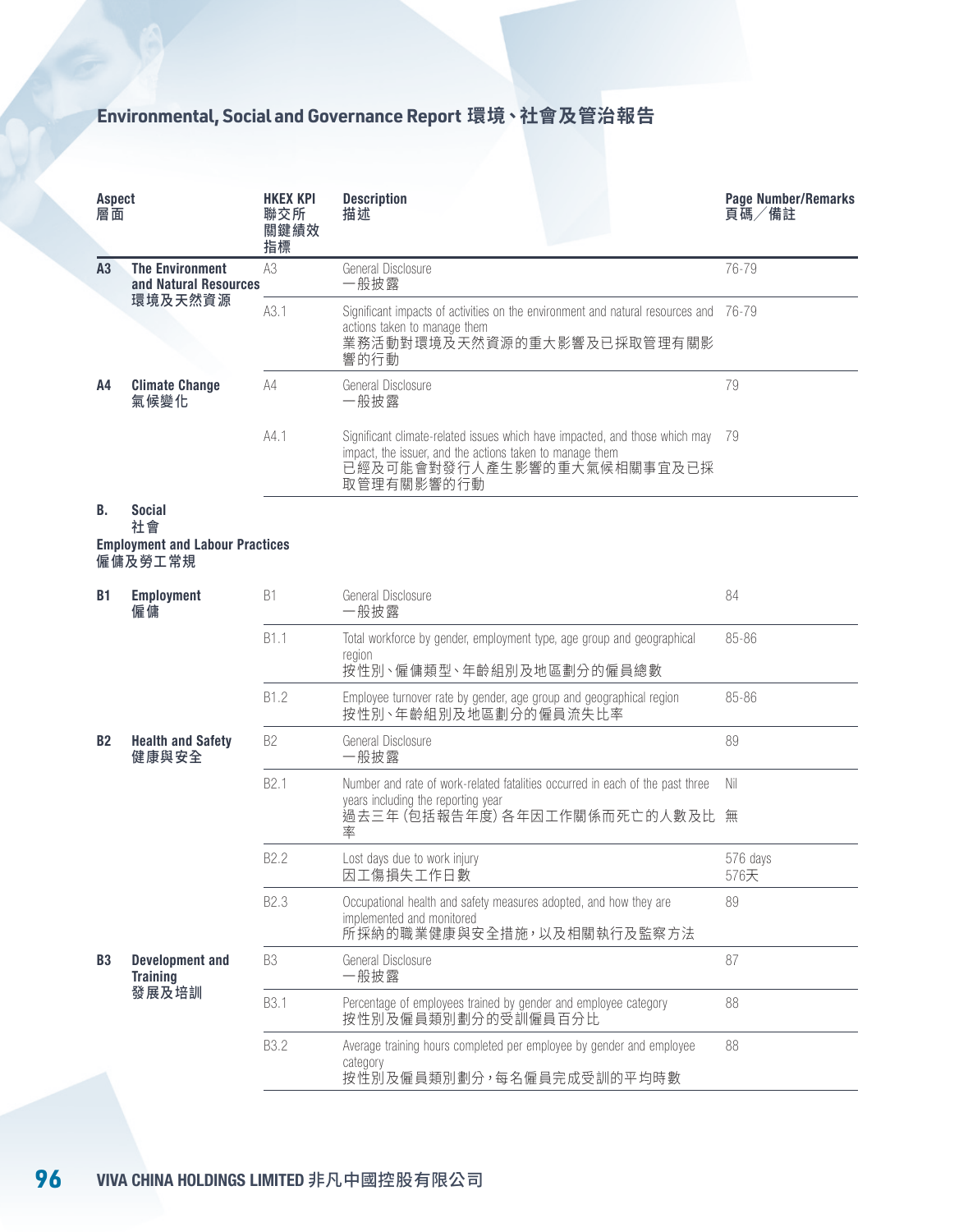## Environmental, Social and Governance Report 環境、社會及管治報告

| Aspect 層面 | | HKEX KPI 聯交所關鍵績效指標 | Description 描述 | Page Number/Remarks 頁碼╱備註 |
|---|---|---|---|---|
| **A3** | **The Environment and Natural Resources 環境及天然資源** | A3 | General Disclosure 一般披露 | 76-79 |
| | | A3.1 | Significant impacts of activities on the environment and natural resources and actions taken to manage them 業務活動對環境及天然資源的重大影響及已採取管理有關影響的行動 | 76-79 |
| **A4** | **Climate Change 氣候變化** | A4 | General Disclosure 一般披露 | 79 |
| | | A4.1 | Significant climate-related issues which have impacted, and those which may impact, the issuer, and the actions taken to manage them 已經及可能會對發行人產生影響的重大氣候相關事宜及已採取管理有關影響的行動 | 79 |
| **B.** | **Social 社會** | | | |
| **Employment and Labour Practices 僱傭及勞工常規** | | | | |
| **B1** | **Employment 僱傭** | B1 | General Disclosure 一般披露 | 84 |
| | | B1.1 | Total workforce by gender, employment type, age group and geographical region 按性別、僱傭類型、年齡組別及地區劃分的僱員總數 | 85-86 |
| | | B1.2 | Employee turnover rate by gender, age group and geographical region 按性別、年齡組別及地區劃分的僱員流失比率 | 85-86 |
| **B2** | **Health and Safety 健康與安全** | B2 | General Disclosure 一般披露 | 89 |
| | | B2.1 | Number and rate of work-related fatalities occurred in each of the past three years including the reporting year 過去三年(包括報告年度)各年因工作關係而死亡的人數及比率 | Nil 無 |
| | | B2.2 | Lost days due to work injury 因工傷損失工作日數 | 576 days 576天 |
| | | B2.3 | Occupational health and safety measures adopted, and how they are implemented and monitored 所採納的職業健康與安全措施,以及相關執行及監察方法 | 89 |
| **B3** | **Development and Training 發展及培訓** | B3 | General Disclosure 一般披露 | 87 |
| | | B3.1 | Percentage of employees trained by gender and employee category 按性別及僱員類別劃分的受訓僱員百分比 | 88 |
| | | B3.2 | Average training hours completed per employee by gender and employee category 按性別及僱員類別劃分,每名僱員完成受訓的平均時數 | 88 |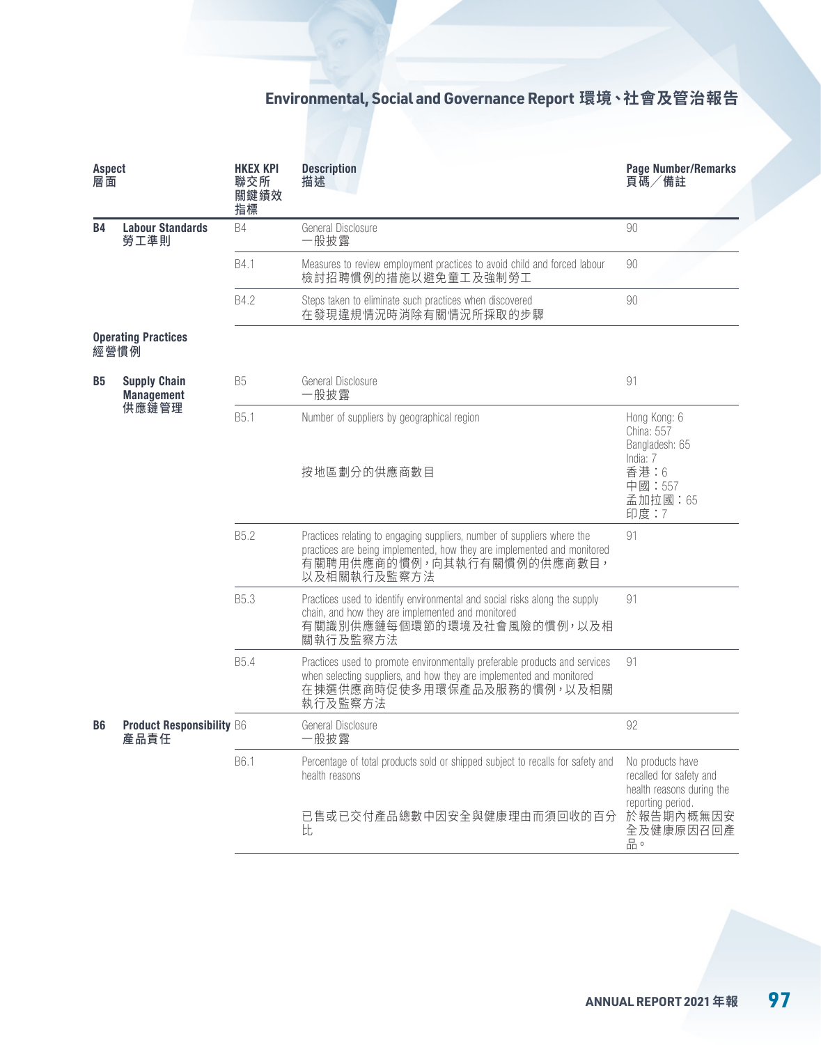| Aspect 層面 | | HKEX KPI 聯交所關鍵績效指標 | Description 描述 | Page Number/Remarks 頁碼／備註 |
|---|---|---|---|---|
| B4 | Labour Standards 勞工準則 | B4 | General Disclosure 一般披露 | 90 |
| | | B4.1 | Measures to review employment practices to avoid child and forced labour 檢討招聘慣例的措施以避免童工及強制勞工 | 90 |
| | | B4.2 | Steps taken to eliminate such practices when discovered 在發現違規情況時消除有關情況所採取的步驟 | 90 |
| Operating Practices 經營慣例 | | | | |
| B5 | Supply Chain Management 供應鏈管理 | B5 | General Disclosure 一般披露 | 91 |
| | | B5.1 | Number of suppliers by geographical region 按地區劃分的供應商數目 | Hong Kong: 6 China: 557 Bangladesh: 65 India: 7 香港：6 中國：557 孟加拉國：65 印度：7 |
| | | B5.2 | Practices relating to engaging suppliers, number of suppliers where the practices are being implemented, how they are implemented and monitored 有關聘用供應商的慣例，向其執行有關慣例的供應商數目，以及相關執行及監察方法 | 91 |
| | | B5.3 | Practices used to identify environmental and social risks along the supply chain, and how they are implemented and monitored 有關識別供應鏈每個環節的環境及社會風險的慣例，以及相關執行及監察方法 | 91 |
| | | B5.4 | Practices used to promote environmentally preferable products and services when selecting suppliers, and how they are implemented and monitored 在揀選供應商時促使多用環保產品及服務的慣例，以及相關執行及監察方法 | 91 |
| B6 | Product Responsibility 產品責任 | B6 | General Disclosure 一般披露 | 92 |
| | | B6.1 | Percentage of total products sold or shipped subject to recalls for safety and health reasons 已售或已交付產品總數中因安全與健康理由而須回收的百分比 | No products have recalled for safety and health reasons during the reporting period. 於報告期內概無因安全及健康原因召回產品。 |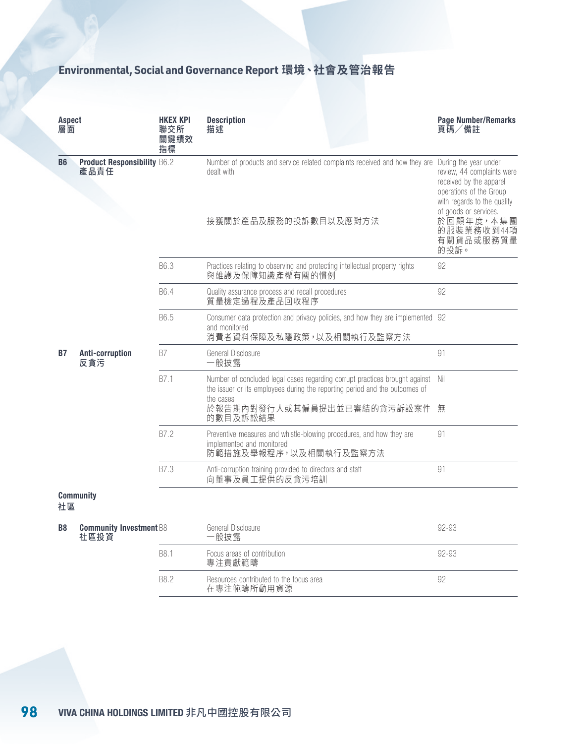## Environmental, Social and Governance Report 環境、社會及管治報告

| Aspect 層面 | | HKEX KPI 聯交所關鍵績效指標 | Description 描述 | Page Number/Remarks 頁碼╱備註 |
|---|---|---|---|---|
| B6 | Product Responsibility 產品責任 | B6.2 | Number of products and service related complaints received and how they are dealt with<br>接獲關於產品及服務的投訴數目以及應對方法 | During the year under review, 44 complaints were received by the apparel operations of the Group with regards to the quality of goods or services.<br>於回顧年度，本集團的服裝業務收到44項有關貨品或服務質量的投訴。 |
| | | B6.3 | Practices relating to observing and protecting intellectual property rights<br>與維護及保障知識產權有關的慣例 | 92 |
| | | B6.4 | Quality assurance process and recall procedures<br>質量檢定過程及產品回收程序 | 92 |
| | | B6.5 | Consumer data protection and privacy policies, and how they are implemented and monitored<br>消費者資料保障及私隱政策，以及相關執行及監察方法 | 92 |
| B7 | Anti-corruption 反貪污 | B7 | General Disclosure<br>一般披露 | 91 |
| | | B7.1 | Number of concluded legal cases regarding corrupt practices brought against the issuer or its employees during the reporting period and the outcomes of the cases<br>於報告期內對發行人或其僱員提出並已審結的貪污訴訟案件的數目及訴訟結果 | Nil<br>無 |
| | | B7.2 | Preventive measures and whistle-blowing procedures, and how they are implemented and monitored<br>防範措施及舉報程序，以及相關執行及監察方法 | 91 |
| | | B7.3 | Anti-corruption training provided to directors and staff<br>向董事及員工提供的反貪污培訓 | 91 |
| **Community 社區** | | | | |
| B8 | Community Investment 社區投資 | B8 | General Disclosure<br>一般披露 | 92-93 |
| | | B8.1 | Focus areas of contribution<br>專注貢獻範疇 | 92-93 |
| | | B8.2 | Resources contributed to the focus area<br>在專注範疇所動用資源 | 92 |